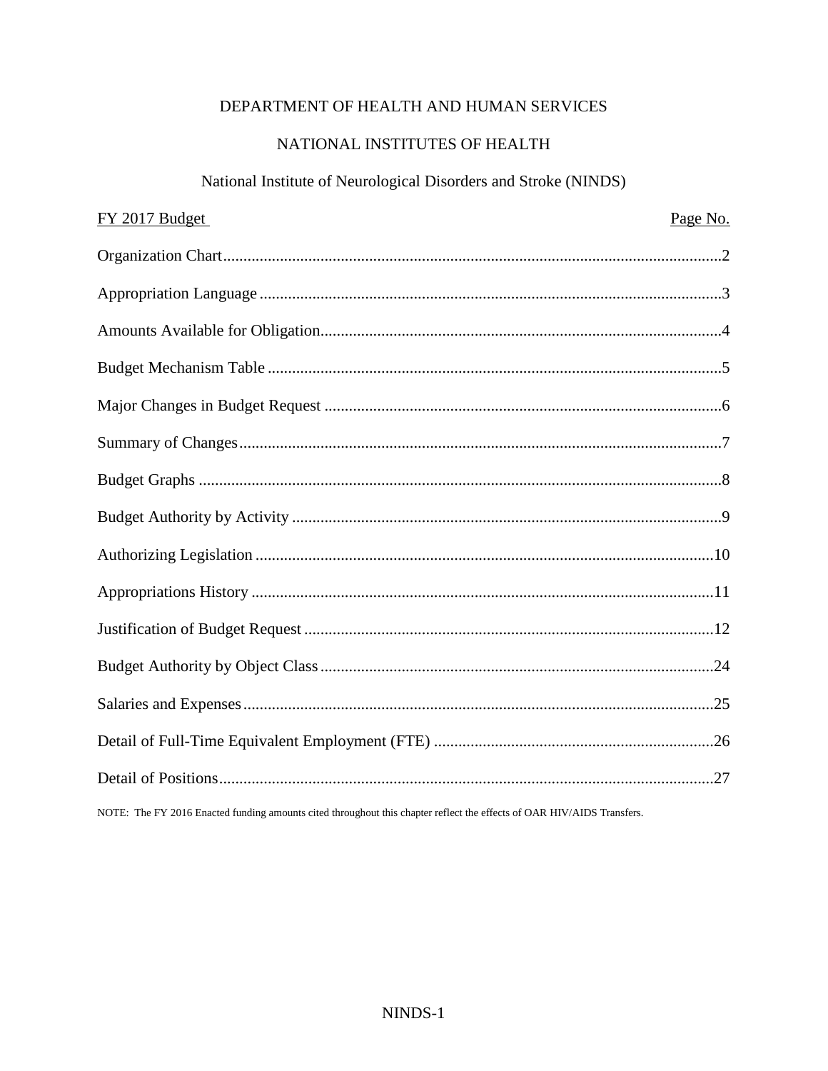# DEPARTMENT OF HEALTH AND HUMAN SERVICES

## NATIONAL INSTITUTES OF HEALTH

## National Institute of Neurological Disorders and Stroke (NINDS)

| FY 2017 Budget | Page No. |
|---|---|
| Organization Chart | 2 |
| Appropriation Language | 3 |
| Amounts Available for Obligation | 4 |
| Budget Mechanism Table | 5 |
| Major Changes in Budget Request | 6 |
| Summary of Changes | 7 |
| Budget Graphs | 8 |
| Budget Authority by Activity | 9 |
| Authorizing Legislation | 10 |
| Appropriations History | 11 |
| Justification of Budget Request | 12 |
| Budget Authority by Object Class | 24 |
| Salaries and Expenses | 25 |
| Detail of Full-Time Equivalent Employment (FTE) | 26 |
| Detail of Positions | 27 |

NOTE: The FY 2016 Enacted funding amounts cited throughout this chapter reflect the effects of OAR HIV/AIDS Transfers.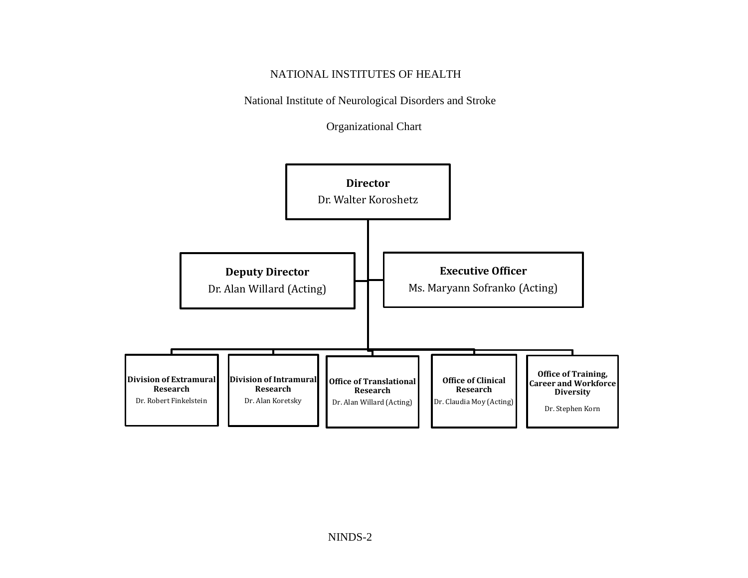NATIONAL INSTITUTES OF HEALTH

National Institute of Neurological Disorders and Stroke

Organizational Chart

**Director**
Dr. Walter Koroshetz

**Deputy Director**
Dr. Alan Willard (Acting)

**Executive Officer**
Ms. Maryann Sofranko (Acting)

**Division of Extramural Research**
Dr. Robert Finkelstein

**Division of Intramural Research**
Dr. Alan Koretsky

**Office of Translational Research**
Dr. Alan Willard (Acting)

**Office of Clinical Research**
Dr. Claudia Moy (Acting)

**Office of Training, Career and Workforce Diversity**
Dr. Stephen Korn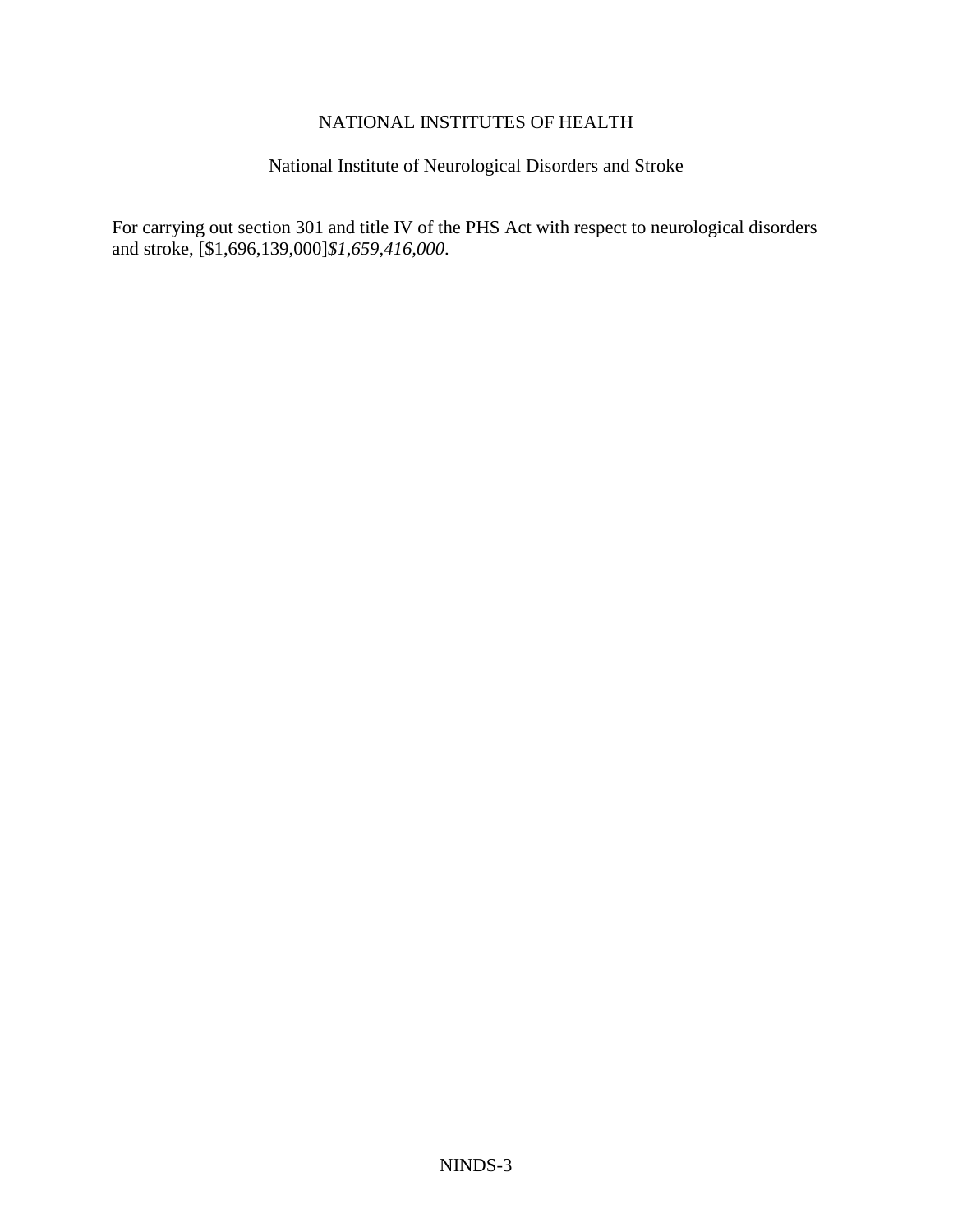# NATIONAL INSTITUTES OF HEALTH

## National Institute of Neurological Disorders and Stroke

For carrying out section 301 and title IV of the PHS Act with respect to neurological disorders and stroke, [$1,696,139,000]*$1,659,416,000*.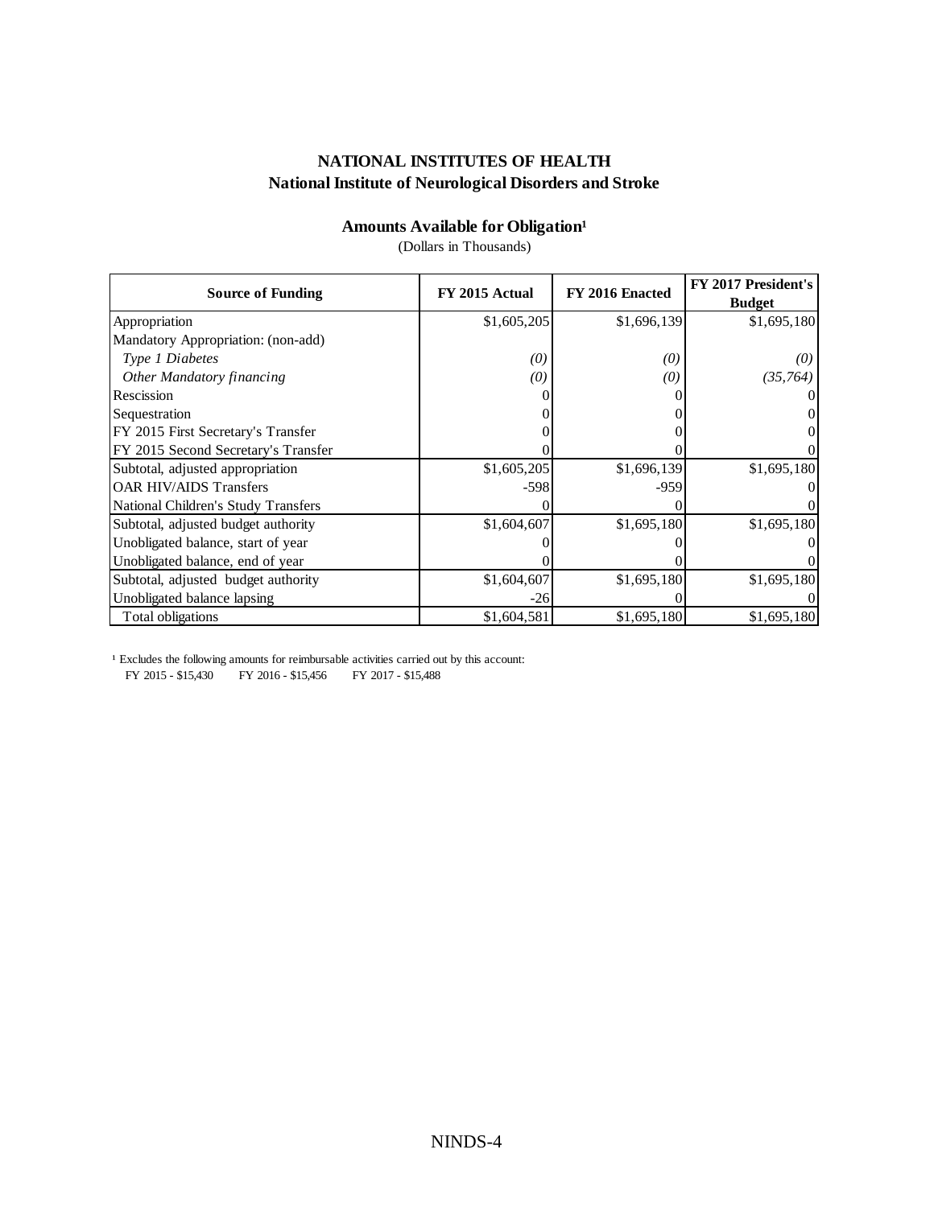# NATIONAL INSTITUTES OF HEALTH

## National Institute of Neurological Disorders and Stroke

### Amounts Available for Obligation[1]

(Dollars in Thousands)

| Source of Funding | FY 2015 Actual | FY 2016 Enacted | FY 2017 President's Budget |
|---|---|---|---|
| Appropriation | $1,605,205 | $1,696,139 | $1,695,180 |
| Mandatory Appropriation: (non-add) | | | |
| *Type 1 Diabetes* | *(0)* | *(0)* | *(0)* |
| *Other Mandatory financing* | *(0)* | *(0)* | *(35,764)* |
| Rescission | 0 | 0 | 0 |
| Sequestration | 0 | 0 | 0 |
| FY 2015 First Secretary's Transfer | 0 | 0 | 0 |
| FY 2015 Second Secretary's Transfer | 0 | 0 | 0 |
| Subtotal, adjusted appropriation | $1,605,205 | $1,696,139 | $1,695,180 |
| OAR HIV/AIDS Transfers | -598 | -959 | 0 |
| National Children's Study Transfers | 0 | 0 | 0 |
| Subtotal, adjusted budget authority | $1,604,607 | $1,695,180 | $1,695,180 |
| Unobligated balance, start of year | 0 | 0 | 0 |
| Unobligated balance, end of year | 0 | 0 | 0 |
| Subtotal, adjusted budget authority | $1,604,607 | $1,695,180 | $1,695,180 |
| Unobligated balance lapsing | -26 | 0 | 0 |
| Total obligations | $1,604,581 | $1,695,180 | $1,695,180 |

[1] Excludes the following amounts for reimbursable activities carried out by this account:
FY 2015 - $15,430 FY 2016 - $15,456 FY 2017 - $15,488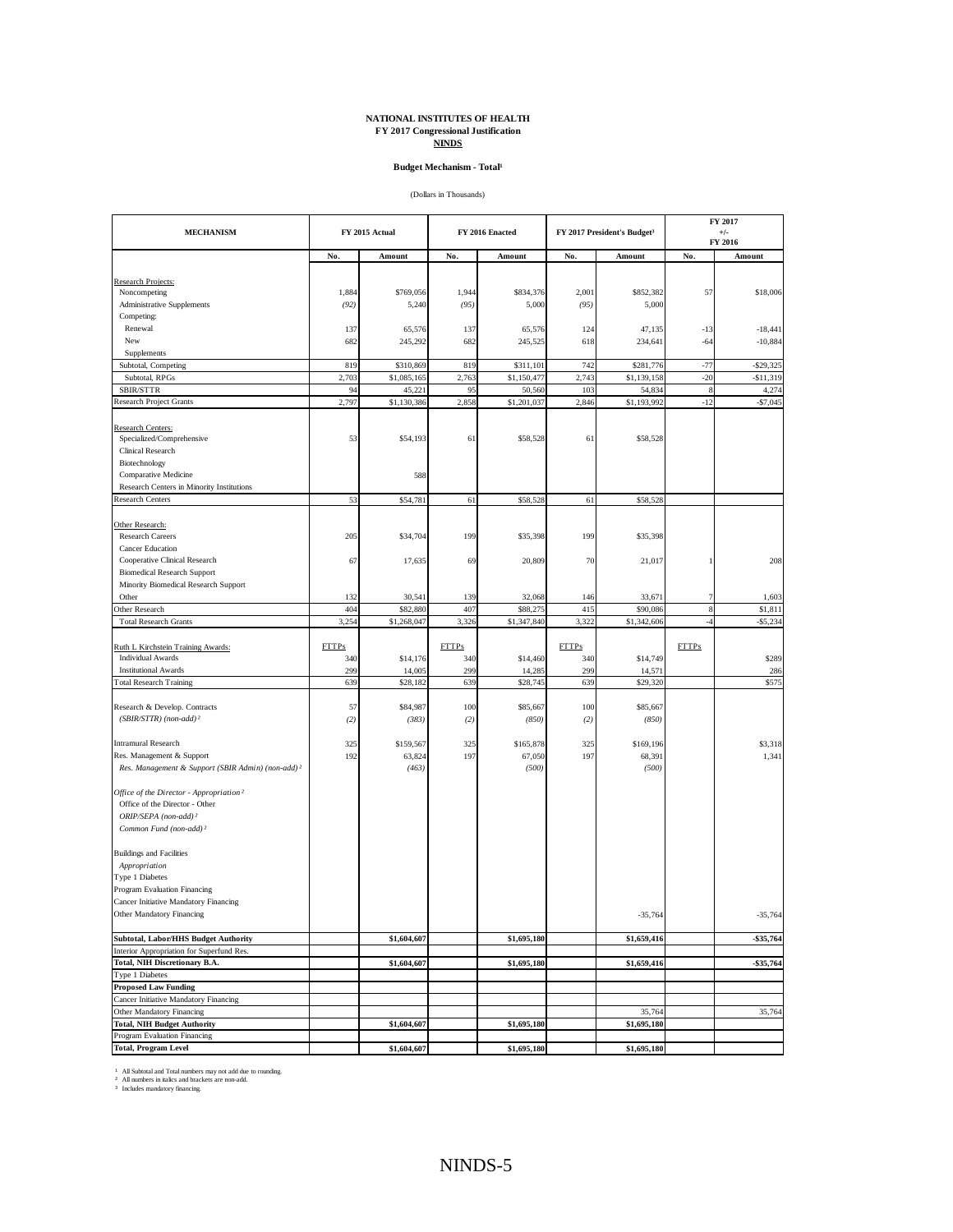**NATIONAL INSTITUTES OF HEALTH**
**FY 2017 Congressional Justification**
**NINDS**

**Budget Mechanism - Total[1]**

(Dollars in Thousands)

| MECHANISM | FY 2015 Actual | | FY 2016 Enacted | | FY 2017 President's Budget[3] | | FY 2017 +/- FY 2016 | |
|---|---|---|---|---|---|---|---|---|
| | No. | Amount | No. | Amount | No. | Amount | No. | Amount |
| Research Projects: | | | | | | | | |
| Noncompeting | 1,884 | $769,056 | 1,944 | $834,376 | 2,001 | $852,382 | 57 | $18,006 |
| Administrative Supplements | *(92)* | 5,240 | *(95)* | 5,000 | *(95)* | 5,000 | | |
| Competing: | | | | | | | | |
| Renewal | 137 | 65,576 | 137 | 65,576 | 124 | 47,135 | -13 | -18,441 |
| New | 682 | 245,292 | 682 | 245,525 | 618 | 234,641 | -64 | -10,884 |
| Supplements | | | | | | | | |
| Subtotal, Competing | 819 | $310,869 | 819 | $311,101 | 742 | $281,776 | -77 | -$29,325 |
| Subtotal, RPGs | 2,703 | $1,085,165 | 2,763 | $1,150,477 | 2,743 | $1,139,158 | -20 | -$11,319 |
| SBIR/STTR | 94 | 45,221 | 95 | 50,560 | 103 | 54,834 | 8 | 4,274 |
| Research Project Grants | 2,797 | $1,130,386 | 2,858 | $1,201,037 | 2,846 | $1,193,992 | -12 | -$7,045 |
| Research Centers: | | | | | | | | |
| Specialized/Comprehensive | 53 | $54,193 | 61 | $58,528 | 61 | $58,528 | | |
| Clinical Research | | | | | | | | |
| Biotechnology | | | | | | | | |
| Comparative Medicine | | 588 | | | | | | |
| Research Centers in Minority Institutions | | | | | | | | |
| Research Centers | 53 | $54,781 | 61 | $58,528 | 61 | $58,528 | | |
| Other Research: | | | | | | | | |
| Research Careers | 205 | $34,704 | 199 | $35,398 | 199 | $35,398 | | |
| Cancer Education | | | | | | | | |
| Cooperative Clinical Research | 67 | 17,635 | 69 | 20,809 | 70 | 21,017 | 1 | 208 |
| Biomedical Research Support | | | | | | | | |
| Minority Biomedical Research Support | | | | | | | | |
| Other | 132 | 30,541 | 139 | 32,068 | 146 | 33,671 | 7 | 1,603 |
| Other Research | 404 | $82,880 | 407 | $88,275 | 415 | $90,086 | 8 | $1,811 |
| Total Research Grants | 3,254 | $1,268,047 | 3,326 | $1,347,840 | 3,322 | $1,342,606 | -4 | -$5,234 |
| Ruth L Kirchstein Training Awards: | FTTPs | | FTTPs | | FTTPs | | FTTPs | |
| Individual Awards | 340 | $14,176 | 340 | $14,460 | 340 | $14,749 | | $289 |
| Institutional Awards | 299 | 14,005 | 299 | 14,285 | 299 | 14,571 | | 286 |
| Total Research Training | 639 | $28,182 | 639 | $28,745 | 639 | $29,320 | | $575 |
| Research & Develop. Contracts | 57 | $84,987 | 100 | $85,667 | 100 | $85,667 | | |
| *(SBIR/STTR) (non-add)[2]* | *(2)* | *(383)* | *(2)* | *(850)* | *(2)* | *(850)* | | |
| Intramural Research | 325 | $159,567 | 325 | $165,878 | 325 | $169,196 | | $3,318 |
| Res. Management & Support | 192 | 63,824 | 197 | 67,050 | 197 | 68,391 | | 1,341 |
| *Res. Management & Support (SBIR Admin) (non-add)[2]* | | *(463)* | | *(500)* | | *(500)* | | |
| *Office of the Director - Appropriation[2]* | | | | | | | | |
| Office of the Director - Other | | | | | | | | |
| *ORIP/SEPA (non-add)[2]* | | | | | | | | |
| *Common Fund (non-add)[2]* | | | | | | | | |
| Buildings and Facilities | | | | | | | | |
| *Appropriation* | | | | | | | | |
| Type 1 Diabetes | | | | | | | | |
| Program Evaluation Financing | | | | | | | | |
| Cancer Initiative Mandatory Financing | | | | | | | | |
| Other Mandatory Financing | | | | | | -35,764 | | -35,764 |
| **Subtotal, Labor/HHS Budget Authority** | | **$1,604,607** | | **$1,695,180** | | **$1,659,416** | | **-$35,764** |
| Interior Appropriation for Superfund Res. | | | | | | | | |
| **Total, NIH Discretionary B.A.** | | **$1,604,607** | | **$1,695,180** | | **$1,659,416** | | **-$35,764** |
| Type 1 Diabetes | | | | | | | | |
| **Proposed Law Funding** | | | | | | | | |
| Cancer Initiative Mandatory Financing | | | | | | | | |
| Other Mandatory Financing | | | | | | 35,764 | | 35,764 |
| **Total, NIH Budget Authority** | | **$1,604,607** | | **$1,695,180** | | **$1,695,180** | | |
| Program Evaluation Financing | | | | | | | | |
| **Total, Program Level** | | **$1,604,607** | | **$1,695,180** | | **$1,695,180** | | |

[1] All Subtotal and Total numbers may not add due to rounding.
[2] All numbers in italics and brackets are non-add.
[3] Includes mandatory financing.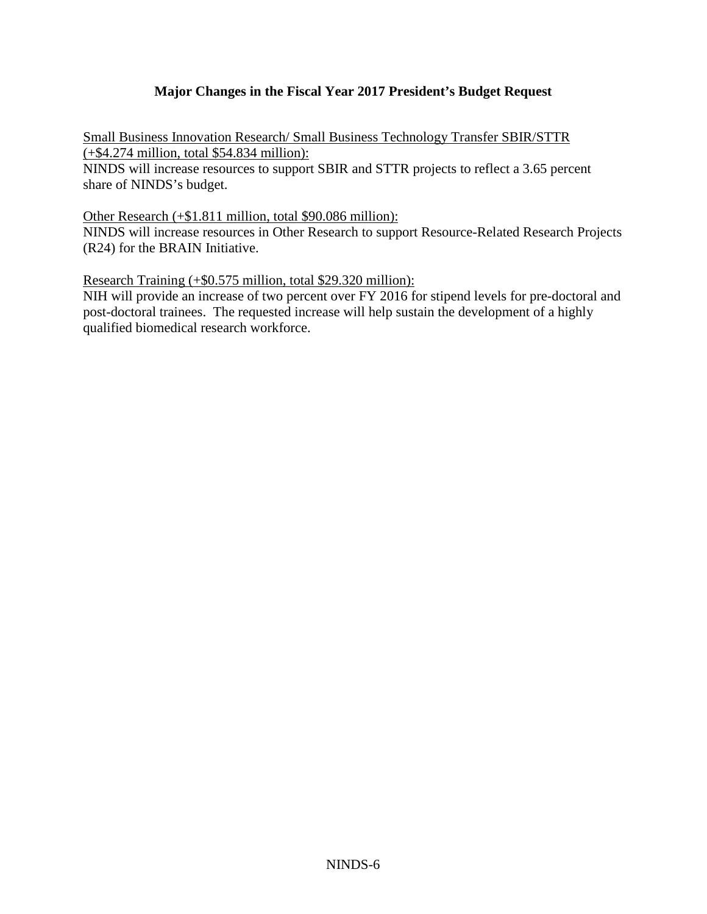## Major Changes in the Fiscal Year 2017 President's Budget Request

Small Business Innovation Research/ Small Business Technology Transfer SBIR/STTR (+$4.274 million, total $54.834 million):
NINDS will increase resources to support SBIR and STTR projects to reflect a 3.65 percent share of NINDS's budget.

Other Research (+$1.811 million, total $90.086 million):
NINDS will increase resources in Other Research to support Resource-Related Research Projects (R24) for the BRAIN Initiative.

Research Training (+$0.575 million, total $29.320 million):
NIH will provide an increase of two percent over FY 2016 for stipend levels for pre-doctoral and post-doctoral trainees. The requested increase will help sustain the development of a highly qualified biomedical research workforce.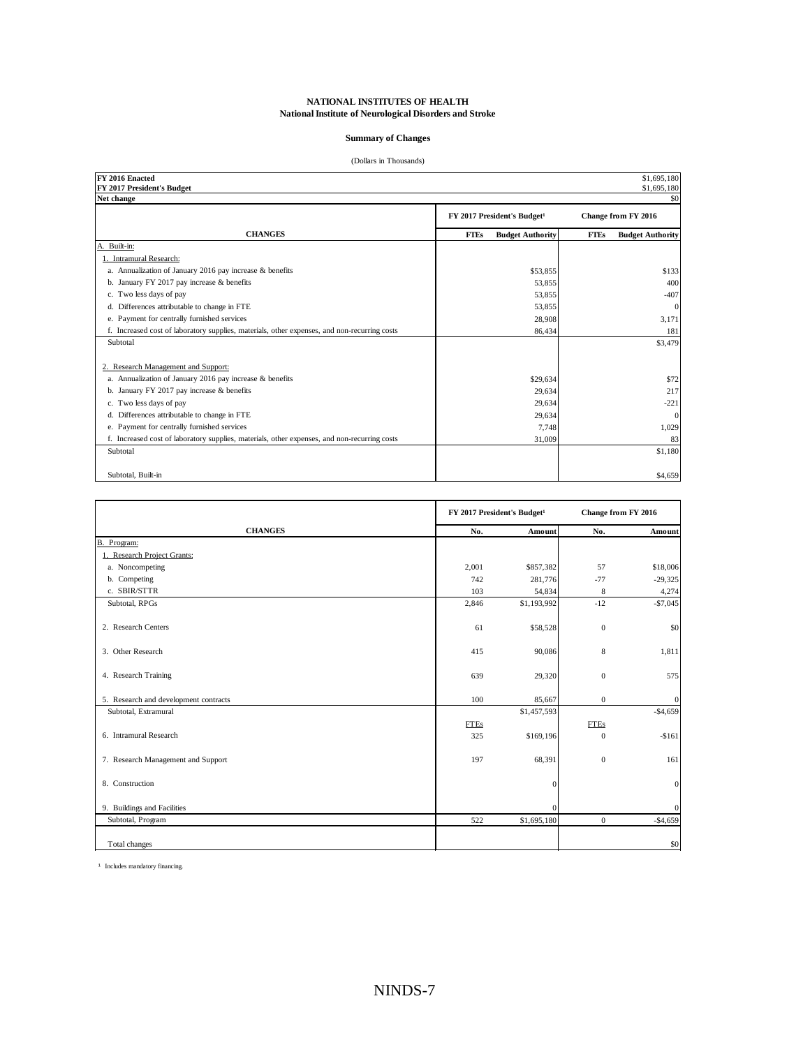**NATIONAL INSTITUTES OF HEALTH**
**National Institute of Neurological Disorders and Stroke**

**Summary of Changes**

(Dollars in Thousands)

| | | |
|---|---|---|
| **FY 2016 Enacted** | | $1,695,180 |
| **FY 2017 President's Budget** | | $1,695,180 |
| **Net change** | | $0 |

| | FY 2017 President's Budget[1] | | Change from FY 2016 | |
|---|---|---|---|---|
| **CHANGES** | **FTEs** | **Budget Authority** | **FTEs** | **Budget Authority** |
| A. Built-in: | | | | |
| 1. Intramural Research: | | | | |
| a. Annualization of January 2016 pay increase & benefits | | $53,855 | | $133 |
| b. January FY 2017 pay increase & benefits | | 53,855 | | 400 |
| c. Two less days of pay | | 53,855 | | -407 |
| d. Differences attributable to change in FTE | | 53,855 | | 0 |
| e. Payment for centrally furnished services | | 28,908 | | 3,171 |
| f. Increased cost of laboratory supplies, materials, other expenses, and non-recurring costs | | 86,434 | | 181 |
| Subtotal | | | | $3,479 |
| 2. Research Management and Support: | | | | |
| a. Annualization of January 2016 pay increase & benefits | | $29,634 | | $72 |
| b. January FY 2017 pay increase & benefits | | 29,634 | | 217 |
| c. Two less days of pay | | 29,634 | | -221 |
| d. Differences attributable to change in FTE | | 29,634 | | 0 |
| e. Payment for centrally furnished services | | 7,748 | | 1,029 |
| f. Increased cost of laboratory supplies, materials, other expenses, and non-recurring costs | | 31,009 | | 83 |
| Subtotal | | | | $1,180 |
| Subtotal, Built-in | | | | $4,659 |

| | FY 2017 President's Budget[1] | | Change from FY 2016 | |
|---|---|---|---|---|
| **CHANGES** | **No.** | **Amount** | **No.** | **Amount** |
| B. Program: | | | | |
| 1. Research Project Grants: | | | | |
| a. Noncompeting | 2,001 | $857,382 | 57 | $18,006 |
| b. Competing | 742 | 281,776 | -77 | -29,325 |
| c. SBIR/STTR | 103 | 54,834 | 8 | 4,274 |
| Subtotal, RPGs | 2,846 | $1,193,992 | -12 | -$7,045 |
| 2. Research Centers | 61 | $58,528 | 0 | $0 |
| 3. Other Research | 415 | 90,086 | 8 | 1,811 |
| 4. Research Training | 639 | 29,320 | 0 | 575 |
| 5. Research and development contracts | 100 | 85,667 | 0 | 0 |
| Subtotal, Extramural | | $1,457,593 | | -$4,659 |
| | FTEs | | FTEs | |
| 6. Intramural Research | 325 | $169,196 | 0 | -$161 |
| 7. Research Management and Support | 197 | 68,391 | 0 | 161 |
| 8. Construction | | 0 | | 0 |
| 9. Buildings and Facilities | | 0 | | 0 |
| Subtotal, Program | 522 | $1,695,180 | 0 | -$4,659 |
| Total changes | | | | $0 |

[1] Includes mandatory financing.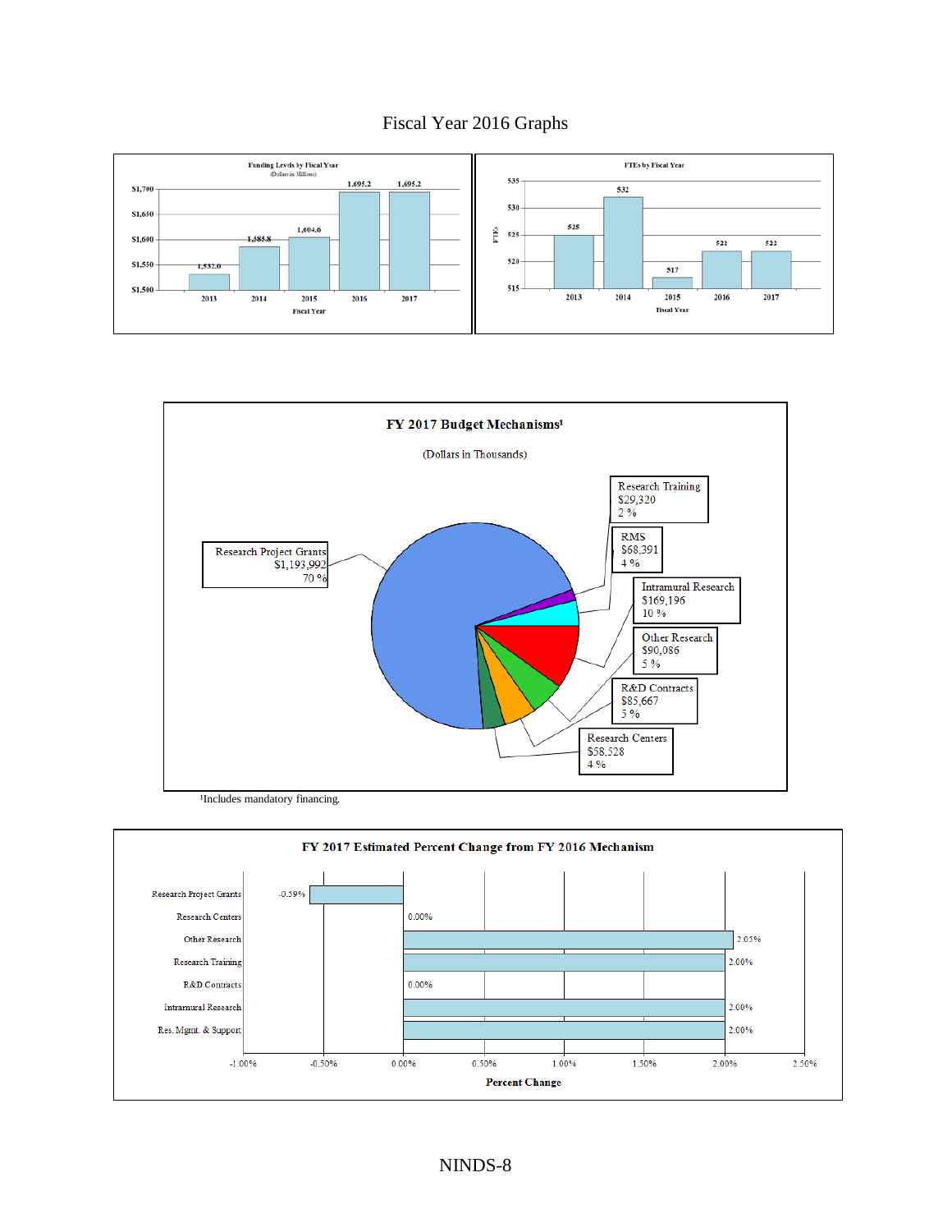# Fiscal Year 2016 Graphs

**Funding Levels by Fiscal Year**
(Dollars in Millions)

| Fiscal Year | Funding |
|---|---|
| 2013 | 1,532.0 |
| 2014 | 1,585.8 |
| 2015 | 1,604.6 |
| 2016 | 1,695.2 |
| 2017 | 1,695.2 |

**FTEs by Fiscal Year**

| Fiscal Year | FTEs |
|---|---|
| 2013 | 525 |
| 2014 | 532 |
| 2015 | 517 |
| 2016 | 522 |
| 2017 | 522 |

**FY 2017 Budget Mechanisms[1]**

(Dollars in Thousands)

| Mechanism | Amount | Percent |
|---|---|---|
| Research Project Grants | $1,193,992 | 70 % |
| Research Training | $29,320 | 2 % |
| RMS | $68,391 | 4 % |
| Intramural Research | $169,196 | 10 % |
| Other Research | $90,086 | 5 % |
| R&D Contracts | $85,667 | 5 % |
| Research Centers | $58,528 | 4 % |

[1]Includes mandatory financing.

**FY 2017 Estimated Percent Change from FY 2016 Mechanism**

| Mechanism | Percent Change |
|---|---|
| Research Project Grants | -0.59% |
| Research Centers | 0.00% |
| Other Research | 2.05% |
| Research Training | 2.00% |
| R&D Contracts | 0.00% |
| Intramural Research | 2.00% |
| Res. Mgmt. & Support | 2.00% |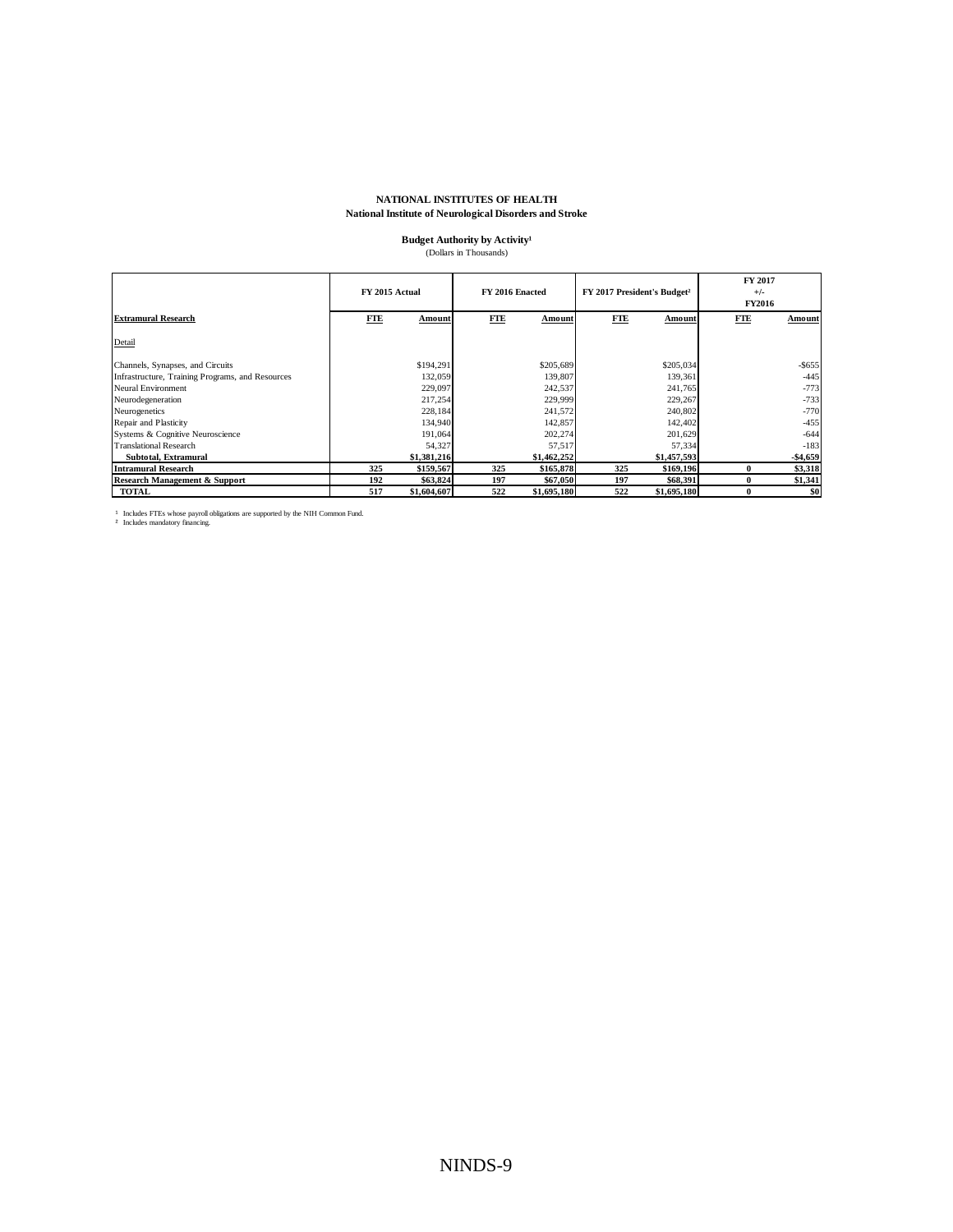**NATIONAL INSTITUTES OF HEALTH**
**National Institute of Neurological Disorders and Stroke**

**Budget Authority by Activity[1]**
(Dollars in Thousands)

| | FY 2015 Actual | | FY 2016 Enacted | | FY 2017 President's Budget[2] | | FY 2017 +/- FY2016 | |
|---|---|---|---|---|---|---|---|---|
| **Extramural Research** | **FTE** | **Amount** | **FTE** | **Amount** | **FTE** | **Amount** | **FTE** | **Amount** |
| Detail | | | | | | | | |
| Channels, Synapses, and Circuits | | $194,291 | | $205,689 | | $205,034 | | -$655 |
| Infrastructure, Training Programs, and Resources | | 132,059 | | 139,807 | | 139,361 | | -445 |
| Neural Environment | | 229,097 | | 242,537 | | 241,765 | | -773 |
| Neurodegeneration | | 217,254 | | 229,999 | | 229,267 | | -733 |
| Neurogenetics | | 228,184 | | 241,572 | | 240,802 | | -770 |
| Repair and Plasticity | | 134,940 | | 142,857 | | 142,402 | | -455 |
| Systems & Cognitive Neuroscience | | 191,064 | | 202,274 | | 201,629 | | -644 |
| Translational Research | | 54,327 | | 57,517 | | 57,334 | | -183 |
| **Subtotal, Extramural** | | **$1,381,216** | | **$1,462,252** | | **$1,457,593** | | **-$4,659** |
| **Intramural Research** | **325** | **$159,567** | **325** | **$165,878** | **325** | **$169,196** | **0** | **$3,318** |
| **Research Management & Support** | **192** | **$63,824** | **197** | **$67,050** | **197** | **$68,391** | **0** | **$1,341** |
| **TOTAL** | **517** | **$1,604,607** | **522** | **$1,695,180** | **522** | **$1,695,180** | **0** | **$0** |

[1] Includes FTEs whose payroll obligations are supported by the NIH Common Fund.
[2] Includes mandatory financing.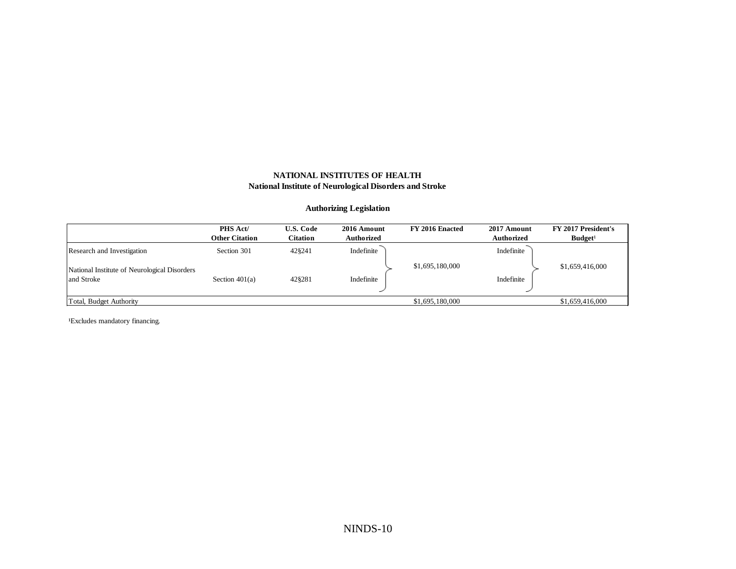**NATIONAL INSTITUTES OF HEALTH**
**National Institute of Neurological Disorders and Stroke**

**Authorizing Legislation**

| | PHS Act/ Other Citation | U.S. Code Citation | 2016 Amount Authorized | FY 2016 Enacted | 2017 Amount Authorized | FY 2017 President's Budget[1] |
|---|---|---|---|---|---|---|
| Research and Investigation | Section 301 | 42§241 | Indefinite | $1,695,180,000 | Indefinite | $1,659,416,000 |
| National Institute of Neurological Disorders and Stroke | Section 401(a) | 42§281 | Indefinite | | Indefinite | |
| Total, Budget Authority | | | | $1,695,180,000 | | $1,659,416,000 |

[1]Excludes mandatory financing.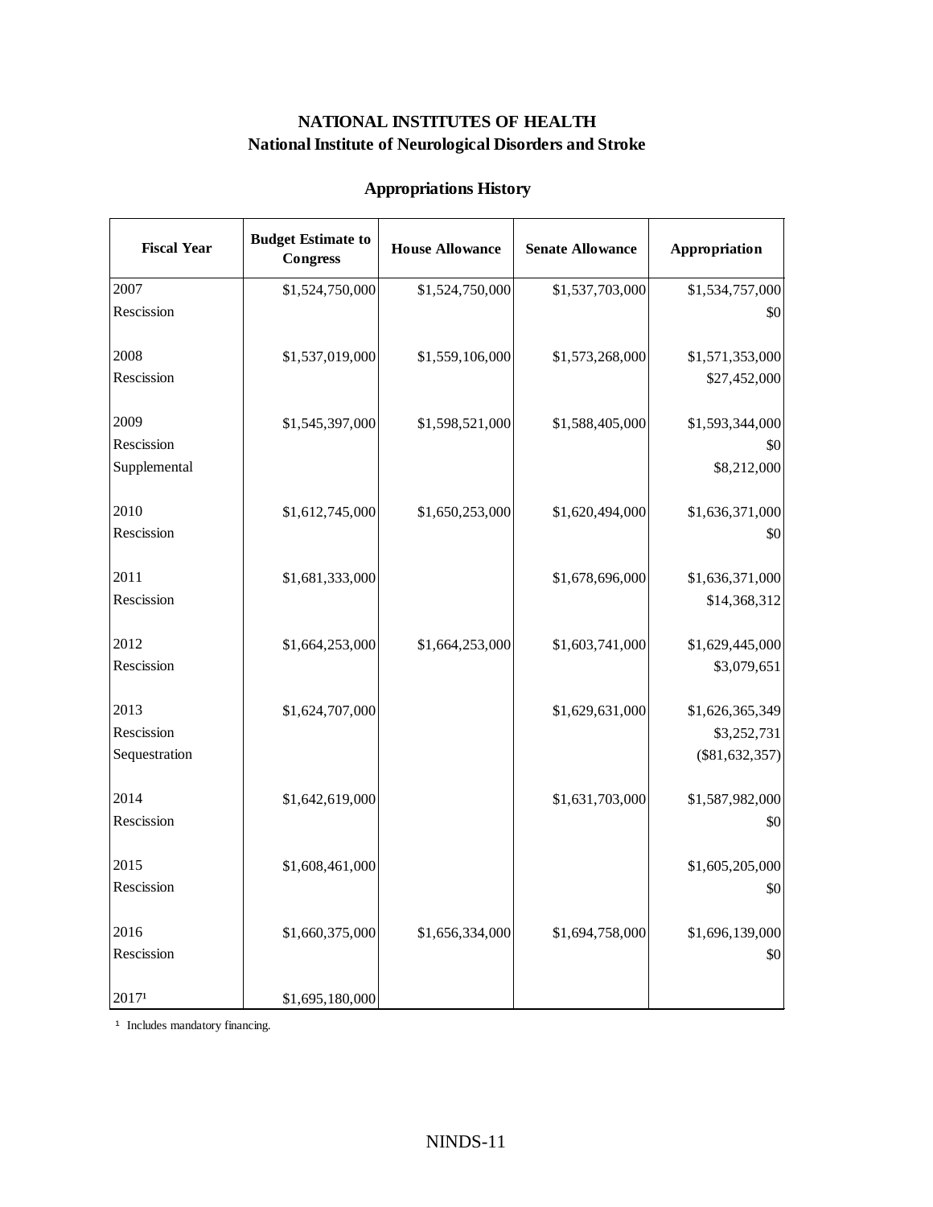# NATIONAL INSTITUTES OF HEALTH
## National Institute of Neurological Disorders and Stroke

### Appropriations History

| Fiscal Year | Budget Estimate to Congress | House Allowance | Senate Allowance | Appropriation |
|---|---|---|---|---|
| 2007 | $1,524,750,000 | $1,524,750,000 | $1,537,703,000 | $1,534,757,000 |
| Rescission | | | | $0 |
| 2008 | $1,537,019,000 | $1,559,106,000 | $1,573,268,000 | $1,571,353,000 |
| Rescission | | | | $27,452,000 |
| 2009 | $1,545,397,000 | $1,598,521,000 | $1,588,405,000 | $1,593,344,000 |
| Rescission | | | | $0 |
| Supplemental | | | | $8,212,000 |
| 2010 | $1,612,745,000 | $1,650,253,000 | $1,620,494,000 | $1,636,371,000 |
| Rescission | | | | $0 |
| 2011 | $1,681,333,000 | | $1,678,696,000 | $1,636,371,000 |
| Rescission | | | | $14,368,312 |
| 2012 | $1,664,253,000 | $1,664,253,000 | $1,603,741,000 | $1,629,445,000 |
| Rescission | | | | $3,079,651 |
| 2013 | $1,624,707,000 | | $1,629,631,000 | $1,626,365,349 |
| Rescission | | | | $3,252,731 |
| Sequestration | | | | ($81,632,357) |
| 2014 | $1,642,619,000 | | $1,631,703,000 | $1,587,982,000 |
| Rescission | | | | $0 |
| 2015 | $1,608,461,000 | | | $1,605,205,000 |
| Rescission | | | | $0 |
| 2016 | $1,660,375,000 | $1,656,334,000 | $1,694,758,000 | $1,696,139,000 |
| Rescission | | | | $0 |
| 2017[1] | $1,695,180,000 | | | |

[1] Includes mandatory financing.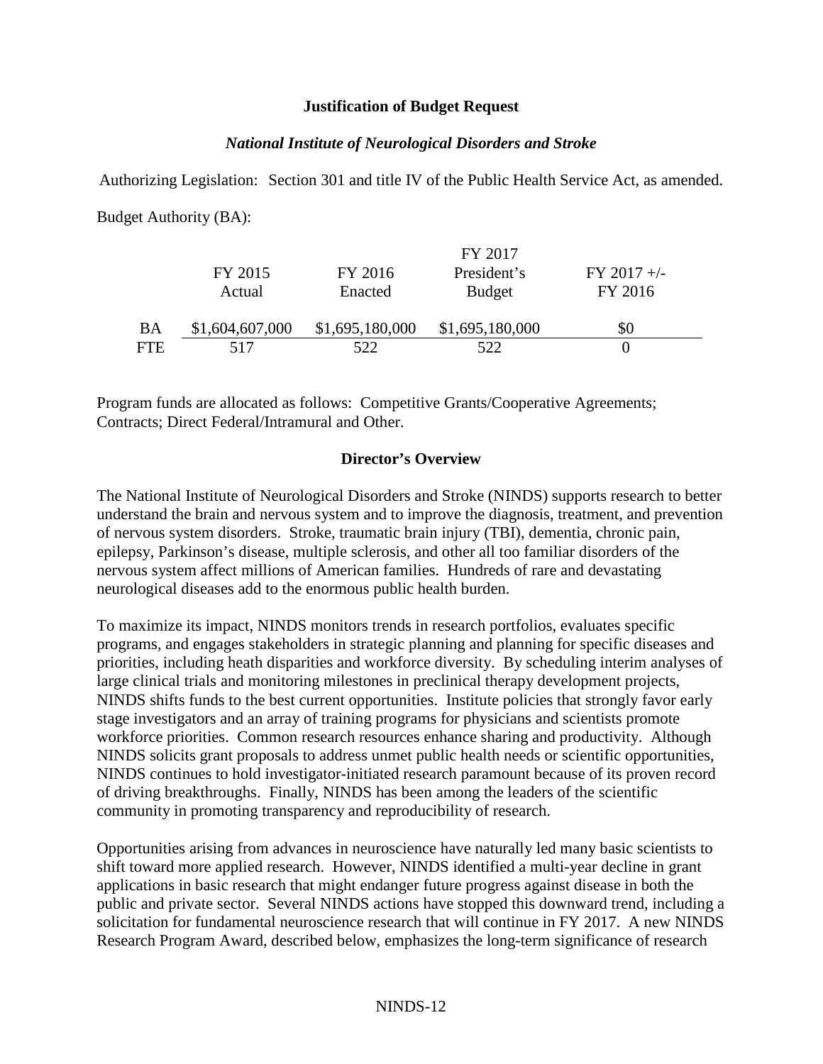**Justification of Budget Request**

***National Institute of Neurological Disorders and Stroke***

Authorizing Legislation: Section 301 and title IV of the Public Health Service Act, as amended.

Budget Authority (BA):

| | FY 2015 Actual | FY 2016 Enacted | FY 2017 President's Budget | FY 2017 +/- FY 2016 |
|---|---|---|---|---|
| BA | $1,604,607,000 | $1,695,180,000 | $1,695,180,000 | $0 |
| FTE | 517 | 522 | 522 | 0 |

Program funds are allocated as follows: Competitive Grants/Cooperative Agreements; Contracts; Direct Federal/Intramural and Other.

**Director's Overview**

The National Institute of Neurological Disorders and Stroke (NINDS) supports research to better understand the brain and nervous system and to improve the diagnosis, treatment, and prevention of nervous system disorders. Stroke, traumatic brain injury (TBI), dementia, chronic pain, epilepsy, Parkinson's disease, multiple sclerosis, and other all too familiar disorders of the nervous system affect millions of American families. Hundreds of rare and devastating neurological diseases add to the enormous public health burden.

To maximize its impact, NINDS monitors trends in research portfolios, evaluates specific programs, and engages stakeholders in strategic planning and planning for specific diseases and priorities, including heath disparities and workforce diversity. By scheduling interim analyses of large clinical trials and monitoring milestones in preclinical therapy development projects, NINDS shifts funds to the best current opportunities. Institute policies that strongly favor early stage investigators and an array of training programs for physicians and scientists promote workforce priorities. Common research resources enhance sharing and productivity. Although NINDS solicits grant proposals to address unmet public health needs or scientific opportunities, NINDS continues to hold investigator-initiated research paramount because of its proven record of driving breakthroughs. Finally, NINDS has been among the leaders of the scientific community in promoting transparency and reproducibility of research.

Opportunities arising from advances in neuroscience have naturally led many basic scientists to shift toward more applied research. However, NINDS identified a multi-year decline in grant applications in basic research that might endanger future progress against disease in both the public and private sector. Several NINDS actions have stopped this downward trend, including a solicitation for fundamental neuroscience research that will continue in FY 2017. A new NINDS Research Program Award, described below, emphasizes the long-term significance of research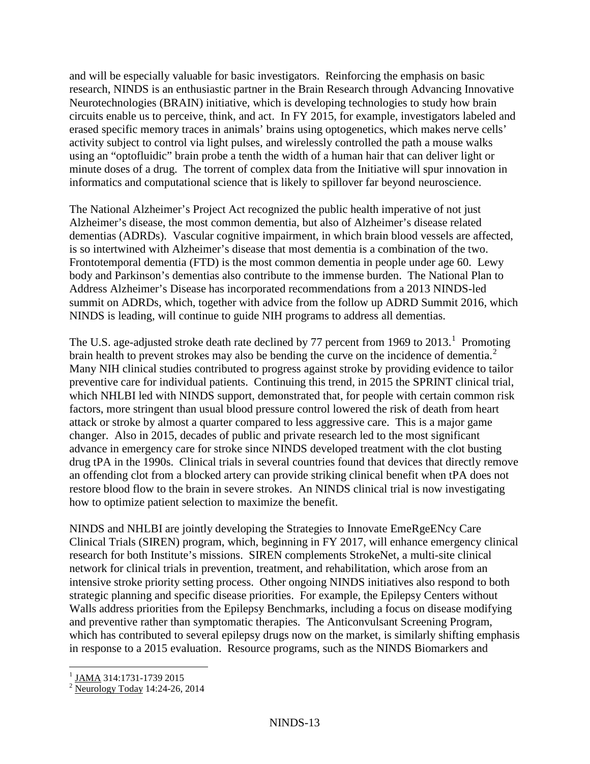and will be especially valuable for basic investigators. Reinforcing the emphasis on basic research, NINDS is an enthusiastic partner in the Brain Research through Advancing Innovative Neurotechnologies (BRAIN) initiative, which is developing technologies to study how brain circuits enable us to perceive, think, and act. In FY 2015, for example, investigators labeled and erased specific memory traces in animals' brains using optogenetics, which makes nerve cells' activity subject to control via light pulses, and wirelessly controlled the path a mouse walks using an "optofluidic" brain probe a tenth the width of a human hair that can deliver light or minute doses of a drug. The torrent of complex data from the Initiative will spur innovation in informatics and computational science that is likely to spillover far beyond neuroscience.

The National Alzheimer's Project Act recognized the public health imperative of not just Alzheimer's disease, the most common dementia, but also of Alzheimer's disease related dementias (ADRDs). Vascular cognitive impairment, in which brain blood vessels are affected, is so intertwined with Alzheimer's disease that most dementia is a combination of the two. Frontotemporal dementia (FTD) is the most common dementia in people under age 60. Lewy body and Parkinson's dementias also contribute to the immense burden. The National Plan to Address Alzheimer's Disease has incorporated recommendations from a 2013 NINDS-led summit on ADRDs, which, together with advice from the follow up ADRD Summit 2016, which NINDS is leading, will continue to guide NIH programs to address all dementias.

The U.S. age-adjusted stroke death rate declined by 77 percent from 1969 to 2013.[1] Promoting brain health to prevent strokes may also be bending the curve on the incidence of dementia.[2] Many NIH clinical studies contributed to progress against stroke by providing evidence to tailor preventive care for individual patients. Continuing this trend, in 2015 the SPRINT clinical trial, which NHLBI led with NINDS support, demonstrated that, for people with certain common risk factors, more stringent than usual blood pressure control lowered the risk of death from heart attack or stroke by almost a quarter compared to less aggressive care. This is a major game changer. Also in 2015, decades of public and private research led to the most significant advance in emergency care for stroke since NINDS developed treatment with the clot busting drug tPA in the 1990s. Clinical trials in several countries found that devices that directly remove an offending clot from a blocked artery can provide striking clinical benefit when tPA does not restore blood flow to the brain in severe strokes. An NINDS clinical trial is now investigating how to optimize patient selection to maximize the benefit.

NINDS and NHLBI are jointly developing the Strategies to Innovate EmeRgeENcy Care Clinical Trials (SIREN) program, which, beginning in FY 2017, will enhance emergency clinical research for both Institute's missions. SIREN complements StrokeNet, a multi-site clinical network for clinical trials in prevention, treatment, and rehabilitation, which arose from an intensive stroke priority setting process. Other ongoing NINDS initiatives also respond to both strategic planning and specific disease priorities. For example, the Epilepsy Centers without Walls address priorities from the Epilepsy Benchmarks, including a focus on disease modifying and preventive rather than symptomatic therapies. The Anticonvulsant Screening Program, which has contributed to several epilepsy drugs now on the market, is similarly shifting emphasis in response to a 2015 evaluation. Resource programs, such as the NINDS Biomarkers and

[1] JAMA 314:1731-1739 2015
[2] Neurology Today 14:24-26, 2014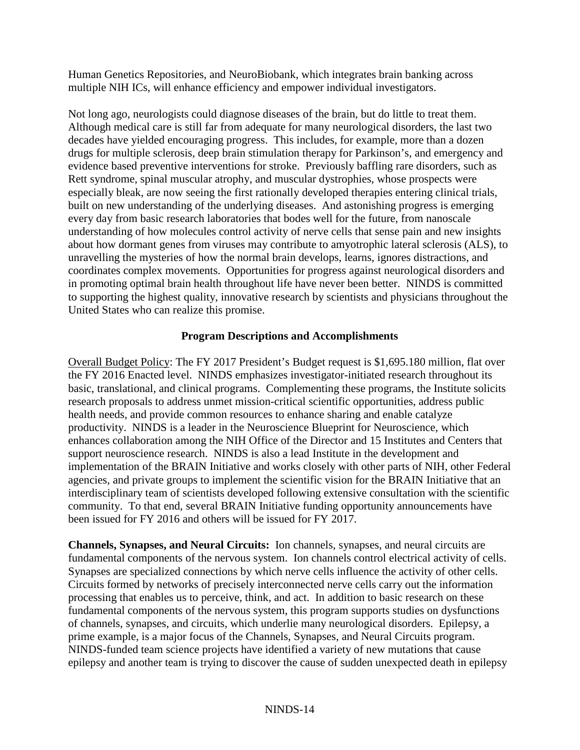Human Genetics Repositories, and NeuroBiobank, which integrates brain banking across multiple NIH ICs, will enhance efficiency and empower individual investigators.

Not long ago, neurologists could diagnose diseases of the brain, but do little to treat them. Although medical care is still far from adequate for many neurological disorders, the last two decades have yielded encouraging progress. This includes, for example, more than a dozen drugs for multiple sclerosis, deep brain stimulation therapy for Parkinson's, and emergency and evidence based preventive interventions for stroke. Previously baffling rare disorders, such as Rett syndrome, spinal muscular atrophy, and muscular dystrophies, whose prospects were especially bleak, are now seeing the first rationally developed therapies entering clinical trials, built on new understanding of the underlying diseases. And astonishing progress is emerging every day from basic research laboratories that bodes well for the future, from nanoscale understanding of how molecules control activity of nerve cells that sense pain and new insights about how dormant genes from viruses may contribute to amyotrophic lateral sclerosis (ALS), to unravelling the mysteries of how the normal brain develops, learns, ignores distractions, and coordinates complex movements. Opportunities for progress against neurological disorders and in promoting optimal brain health throughout life have never been better. NINDS is committed to supporting the highest quality, innovative research by scientists and physicians throughout the United States who can realize this promise.

## Program Descriptions and Accomplishments

Overall Budget Policy: The FY 2017 President's Budget request is $1,695.180 million, flat over the FY 2016 Enacted level. NINDS emphasizes investigator-initiated research throughout its basic, translational, and clinical programs. Complementing these programs, the Institute solicits research proposals to address unmet mission-critical scientific opportunities, address public health needs, and provide common resources to enhance sharing and enable catalyze productivity. NINDS is a leader in the Neuroscience Blueprint for Neuroscience, which enhances collaboration among the NIH Office of the Director and 15 Institutes and Centers that support neuroscience research. NINDS is also a lead Institute in the development and implementation of the BRAIN Initiative and works closely with other parts of NIH, other Federal agencies, and private groups to implement the scientific vision for the BRAIN Initiative that an interdisciplinary team of scientists developed following extensive consultation with the scientific community. To that end, several BRAIN Initiative funding opportunity announcements have been issued for FY 2016 and others will be issued for FY 2017.

**Channels, Synapses, and Neural Circuits:** Ion channels, synapses, and neural circuits are fundamental components of the nervous system. Ion channels control electrical activity of cells. Synapses are specialized connections by which nerve cells influence the activity of other cells. Circuits formed by networks of precisely interconnected nerve cells carry out the information processing that enables us to perceive, think, and act. In addition to basic research on these fundamental components of the nervous system, this program supports studies on dysfunctions of channels, synapses, and circuits, which underlie many neurological disorders. Epilepsy, a prime example, is a major focus of the Channels, Synapses, and Neural Circuits program. NINDS-funded team science projects have identified a variety of new mutations that cause epilepsy and another team is trying to discover the cause of sudden unexpected death in epilepsy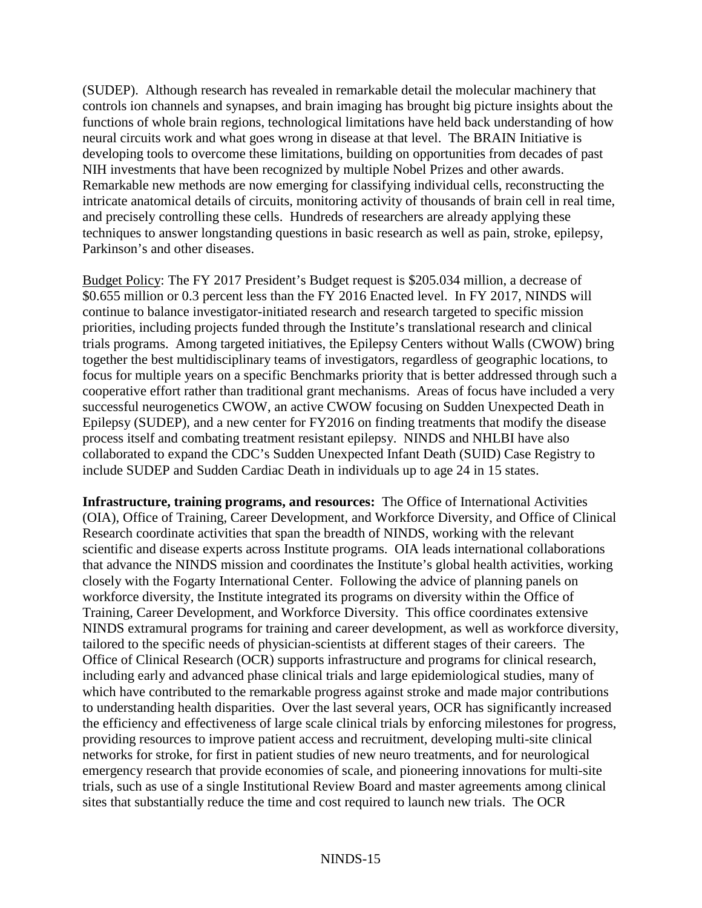(SUDEP). Although research has revealed in remarkable detail the molecular machinery that controls ion channels and synapses, and brain imaging has brought big picture insights about the functions of whole brain regions, technological limitations have held back understanding of how neural circuits work and what goes wrong in disease at that level. The BRAIN Initiative is developing tools to overcome these limitations, building on opportunities from decades of past NIH investments that have been recognized by multiple Nobel Prizes and other awards. Remarkable new methods are now emerging for classifying individual cells, reconstructing the intricate anatomical details of circuits, monitoring activity of thousands of brain cell in real time, and precisely controlling these cells. Hundreds of researchers are already applying these techniques to answer longstanding questions in basic research as well as pain, stroke, epilepsy, Parkinson's and other diseases.

Budget Policy: The FY 2017 President's Budget request is $205.034 million, a decrease of $0.655 million or 0.3 percent less than the FY 2016 Enacted level. In FY 2017, NINDS will continue to balance investigator-initiated research and research targeted to specific mission priorities, including projects funded through the Institute's translational research and clinical trials programs. Among targeted initiatives, the Epilepsy Centers without Walls (CWOW) bring together the best multidisciplinary teams of investigators, regardless of geographic locations, to focus for multiple years on a specific Benchmarks priority that is better addressed through such a cooperative effort rather than traditional grant mechanisms. Areas of focus have included a very successful neurogenetics CWOW, an active CWOW focusing on Sudden Unexpected Death in Epilepsy (SUDEP), and a new center for FY2016 on finding treatments that modify the disease process itself and combating treatment resistant epilepsy. NINDS and NHLBI have also collaborated to expand the CDC's Sudden Unexpected Infant Death (SUID) Case Registry to include SUDEP and Sudden Cardiac Death in individuals up to age 24 in 15 states.

**Infrastructure, training programs, and resources:** The Office of International Activities (OIA), Office of Training, Career Development, and Workforce Diversity, and Office of Clinical Research coordinate activities that span the breadth of NINDS, working with the relevant scientific and disease experts across Institute programs. OIA leads international collaborations that advance the NINDS mission and coordinates the Institute's global health activities, working closely with the Fogarty International Center. Following the advice of planning panels on workforce diversity, the Institute integrated its programs on diversity within the Office of Training, Career Development, and Workforce Diversity. This office coordinates extensive NINDS extramural programs for training and career development, as well as workforce diversity, tailored to the specific needs of physician-scientists at different stages of their careers. The Office of Clinical Research (OCR) supports infrastructure and programs for clinical research, including early and advanced phase clinical trials and large epidemiological studies, many of which have contributed to the remarkable progress against stroke and made major contributions to understanding health disparities. Over the last several years, OCR has significantly increased the efficiency and effectiveness of large scale clinical trials by enforcing milestones for progress, providing resources to improve patient access and recruitment, developing multi-site clinical networks for stroke, for first in patient studies of new neuro treatments, and for neurological emergency research that provide economies of scale, and pioneering innovations for multi-site trials, such as use of a single Institutional Review Board and master agreements among clinical sites that substantially reduce the time and cost required to launch new trials. The OCR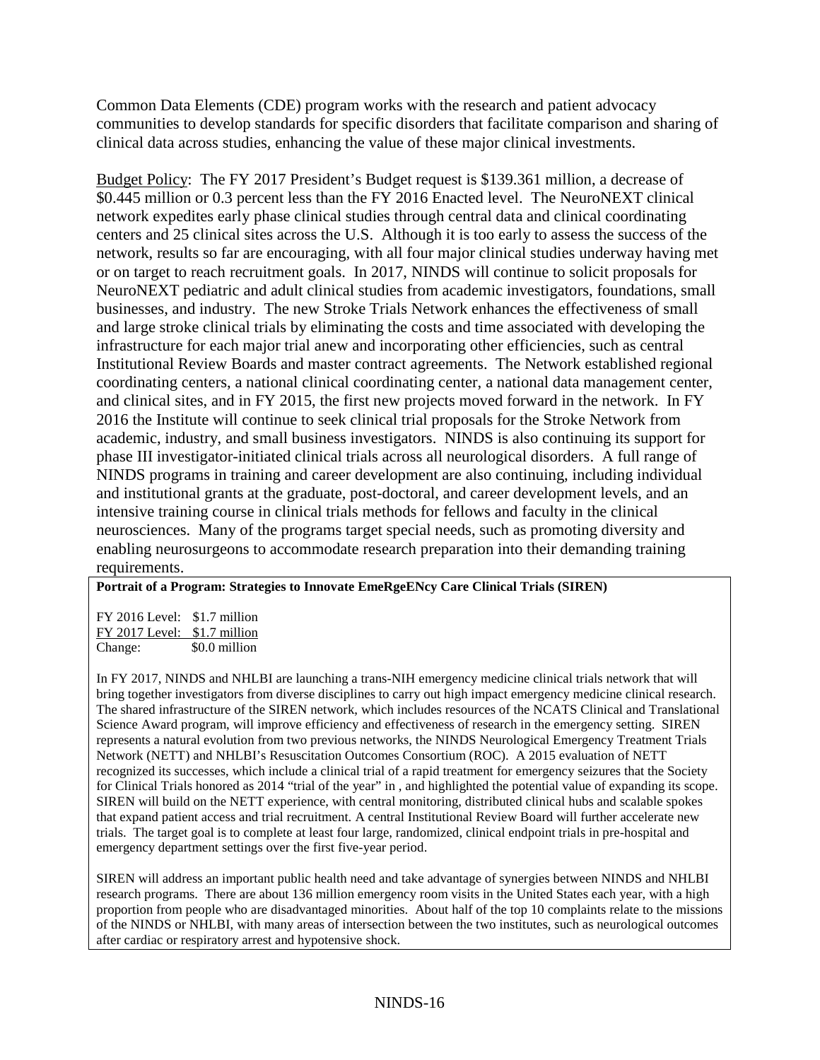Common Data Elements (CDE) program works with the research and patient advocacy communities to develop standards for specific disorders that facilitate comparison and sharing of clinical data across studies, enhancing the value of these major clinical investments.

Budget Policy: The FY 2017 President's Budget request is $139.361 million, a decrease of $0.445 million or 0.3 percent less than the FY 2016 Enacted level. The NeuroNEXT clinical network expedites early phase clinical studies through central data and clinical coordinating centers and 25 clinical sites across the U.S. Although it is too early to assess the success of the network, results so far are encouraging, with all four major clinical studies underway having met or on target to reach recruitment goals. In 2017, NINDS will continue to solicit proposals for NeuroNEXT pediatric and adult clinical studies from academic investigators, foundations, small businesses, and industry. The new Stroke Trials Network enhances the effectiveness of small and large stroke clinical trials by eliminating the costs and time associated with developing the infrastructure for each major trial anew and incorporating other efficiencies, such as central Institutional Review Boards and master contract agreements. The Network established regional coordinating centers, a national clinical coordinating center, a national data management center, and clinical sites, and in FY 2015, the first new projects moved forward in the network. In FY 2016 the Institute will continue to seek clinical trial proposals for the Stroke Network from academic, industry, and small business investigators. NINDS is also continuing its support for phase III investigator-initiated clinical trials across all neurological disorders. A full range of NINDS programs in training and career development are also continuing, including individual and institutional grants at the graduate, post-doctoral, and career development levels, and an intensive training course in clinical trials methods for fellows and faculty in the clinical neurosciences. Many of the programs target special needs, such as promoting diversity and enabling neurosurgeons to accommodate research preparation into their demanding training requirements.

**Portrait of a Program: Strategies to Innovate EmeRgeENcy Care Clinical Trials (SIREN)**

FY 2016 Level: $1.7 million
FY 2017 Level: $1.7 million
Change: $0.0 million

In FY 2017, NINDS and NHLBI are launching a trans-NIH emergency medicine clinical trials network that will bring together investigators from diverse disciplines to carry out high impact emergency medicine clinical research. The shared infrastructure of the SIREN network, which includes resources of the NCATS Clinical and Translational Science Award program, will improve efficiency and effectiveness of research in the emergency setting. SIREN represents a natural evolution from two previous networks, the NINDS Neurological Emergency Treatment Trials Network (NETT) and NHLBI's Resuscitation Outcomes Consortium (ROC). A 2015 evaluation of NETT recognized its successes, which include a clinical trial of a rapid treatment for emergency seizures that the Society for Clinical Trials honored as 2014 "trial of the year" in , and highlighted the potential value of expanding its scope. SIREN will build on the NETT experience, with central monitoring, distributed clinical hubs and scalable spokes that expand patient access and trial recruitment. A central Institutional Review Board will further accelerate new trials. The target goal is to complete at least four large, randomized, clinical endpoint trials in pre-hospital and emergency department settings over the first five-year period.

SIREN will address an important public health need and take advantage of synergies between NINDS and NHLBI research programs. There are about 136 million emergency room visits in the United States each year, with a high proportion from people who are disadvantaged minorities. About half of the top 10 complaints relate to the missions of the NINDS or NHLBI, with many areas of intersection between the two institutes, such as neurological outcomes after cardiac or respiratory arrest and hypotensive shock.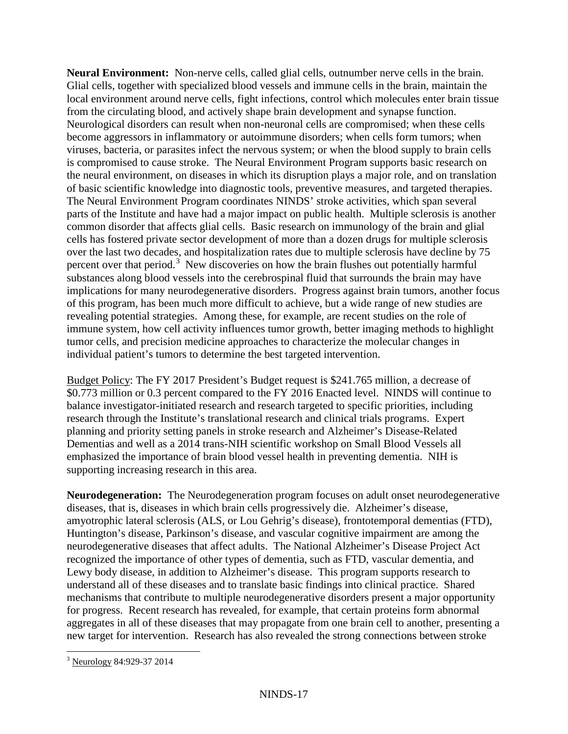**Neural Environment:** Non-nerve cells, called glial cells, outnumber nerve cells in the brain. Glial cells, together with specialized blood vessels and immune cells in the brain, maintain the local environment around nerve cells, fight infections, control which molecules enter brain tissue from the circulating blood, and actively shape brain development and synapse function. Neurological disorders can result when non-neuronal cells are compromised; when these cells become aggressors in inflammatory or autoimmune disorders; when cells form tumors; when viruses, bacteria, or parasites infect the nervous system; or when the blood supply to brain cells is compromised to cause stroke. The Neural Environment Program supports basic research on the neural environment, on diseases in which its disruption plays a major role, and on translation of basic scientific knowledge into diagnostic tools, preventive measures, and targeted therapies. The Neural Environment Program coordinates NINDS' stroke activities, which span several parts of the Institute and have had a major impact on public health. Multiple sclerosis is another common disorder that affects glial cells. Basic research on immunology of the brain and glial cells has fostered private sector development of more than a dozen drugs for multiple sclerosis over the last two decades, and hospitalization rates due to multiple sclerosis have decline by 75 percent over that period.[3] New discoveries on how the brain flushes out potentially harmful substances along blood vessels into the cerebrospinal fluid that surrounds the brain may have implications for many neurodegenerative disorders. Progress against brain tumors, another focus of this program, has been much more difficult to achieve, but a wide range of new studies are revealing potential strategies. Among these, for example, are recent studies on the role of immune system, how cell activity influences tumor growth, better imaging methods to highlight tumor cells, and precision medicine approaches to characterize the molecular changes in individual patient's tumors to determine the best targeted intervention.

Budget Policy: The FY 2017 President's Budget request is $241.765 million, a decrease of $0.773 million or 0.3 percent compared to the FY 2016 Enacted level. NINDS will continue to balance investigator-initiated research and research targeted to specific priorities, including research through the Institute's translational research and clinical trials programs. Expert planning and priority setting panels in stroke research and Alzheimer's Disease-Related Dementias and well as a 2014 trans-NIH scientific workshop on Small Blood Vessels all emphasized the importance of brain blood vessel health in preventing dementia. NIH is supporting increasing research in this area.

**Neurodegeneration:** The Neurodegeneration program focuses on adult onset neurodegenerative diseases, that is, diseases in which brain cells progressively die. Alzheimer's disease, amyotrophic lateral sclerosis (ALS, or Lou Gehrig's disease), frontotemporal dementias (FTD), Huntington's disease, Parkinson's disease, and vascular cognitive impairment are among the neurodegenerative diseases that affect adults. The National Alzheimer's Disease Project Act recognized the importance of other types of dementia, such as FTD, vascular dementia, and Lewy body disease, in addition to Alzheimer's disease. This program supports research to understand all of these diseases and to translate basic findings into clinical practice. Shared mechanisms that contribute to multiple neurodegenerative disorders present a major opportunity for progress. Recent research has revealed, for example, that certain proteins form abnormal aggregates in all of these diseases that may propagate from one brain cell to another, presenting a new target for intervention. Research has also revealed the strong connections between stroke

[3] Neurology 84:929-37 2014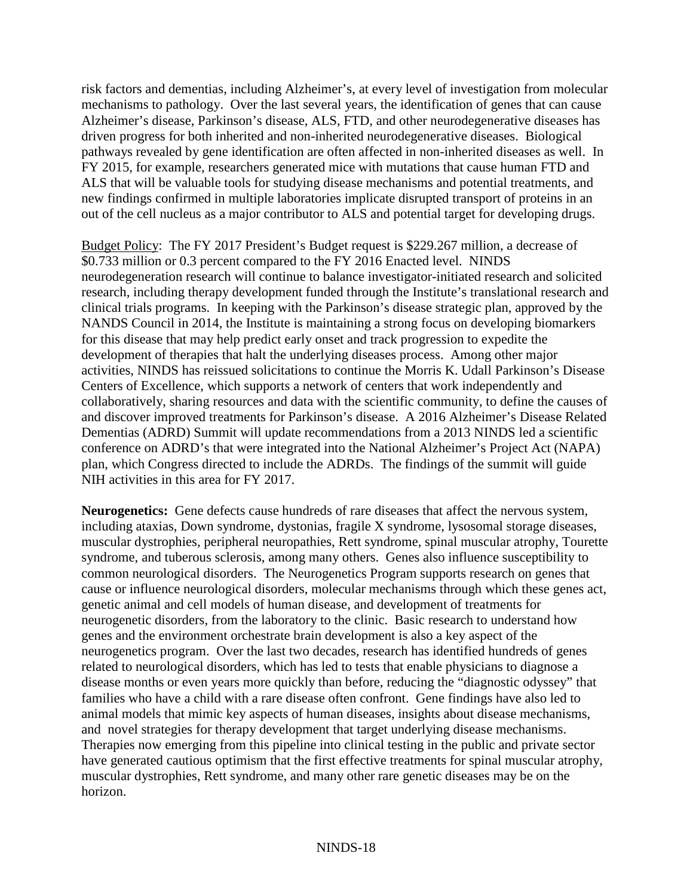risk factors and dementias, including Alzheimer's, at every level of investigation from molecular mechanisms to pathology. Over the last several years, the identification of genes that can cause Alzheimer's disease, Parkinson's disease, ALS, FTD, and other neurodegenerative diseases has driven progress for both inherited and non-inherited neurodegenerative diseases. Biological pathways revealed by gene identification are often affected in non-inherited diseases as well. In FY 2015, for example, researchers generated mice with mutations that cause human FTD and ALS that will be valuable tools for studying disease mechanisms and potential treatments, and new findings confirmed in multiple laboratories implicate disrupted transport of proteins in an out of the cell nucleus as a major contributor to ALS and potential target for developing drugs.

Budget Policy: The FY 2017 President's Budget request is $229.267 million, a decrease of $0.733 million or 0.3 percent compared to the FY 2016 Enacted level. NINDS neurodegeneration research will continue to balance investigator-initiated research and solicited research, including therapy development funded through the Institute's translational research and clinical trials programs. In keeping with the Parkinson's disease strategic plan, approved by the NANDS Council in 2014, the Institute is maintaining a strong focus on developing biomarkers for this disease that may help predict early onset and track progression to expedite the development of therapies that halt the underlying diseases process. Among other major activities, NINDS has reissued solicitations to continue the Morris K. Udall Parkinson's Disease Centers of Excellence, which supports a network of centers that work independently and collaboratively, sharing resources and data with the scientific community, to define the causes of and discover improved treatments for Parkinson's disease. A 2016 Alzheimer's Disease Related Dementias (ADRD) Summit will update recommendations from a 2013 NINDS led a scientific conference on ADRD's that were integrated into the National Alzheimer's Project Act (NAPA) plan, which Congress directed to include the ADRDs. The findings of the summit will guide NIH activities in this area for FY 2017.

**Neurogenetics:** Gene defects cause hundreds of rare diseases that affect the nervous system, including ataxias, Down syndrome, dystonias, fragile X syndrome, lysosomal storage diseases, muscular dystrophies, peripheral neuropathies, Rett syndrome, spinal muscular atrophy, Tourette syndrome, and tuberous sclerosis, among many others. Genes also influence susceptibility to common neurological disorders. The Neurogenetics Program supports research on genes that cause or influence neurological disorders, molecular mechanisms through which these genes act, genetic animal and cell models of human disease, and development of treatments for neurogenetic disorders, from the laboratory to the clinic. Basic research to understand how genes and the environment orchestrate brain development is also a key aspect of the neurogenetics program. Over the last two decades, research has identified hundreds of genes related to neurological disorders, which has led to tests that enable physicians to diagnose a disease months or even years more quickly than before, reducing the "diagnostic odyssey" that families who have a child with a rare disease often confront. Gene findings have also led to animal models that mimic key aspects of human diseases, insights about disease mechanisms, and novel strategies for therapy development that target underlying disease mechanisms. Therapies now emerging from this pipeline into clinical testing in the public and private sector have generated cautious optimism that the first effective treatments for spinal muscular atrophy, muscular dystrophies, Rett syndrome, and many other rare genetic diseases may be on the horizon.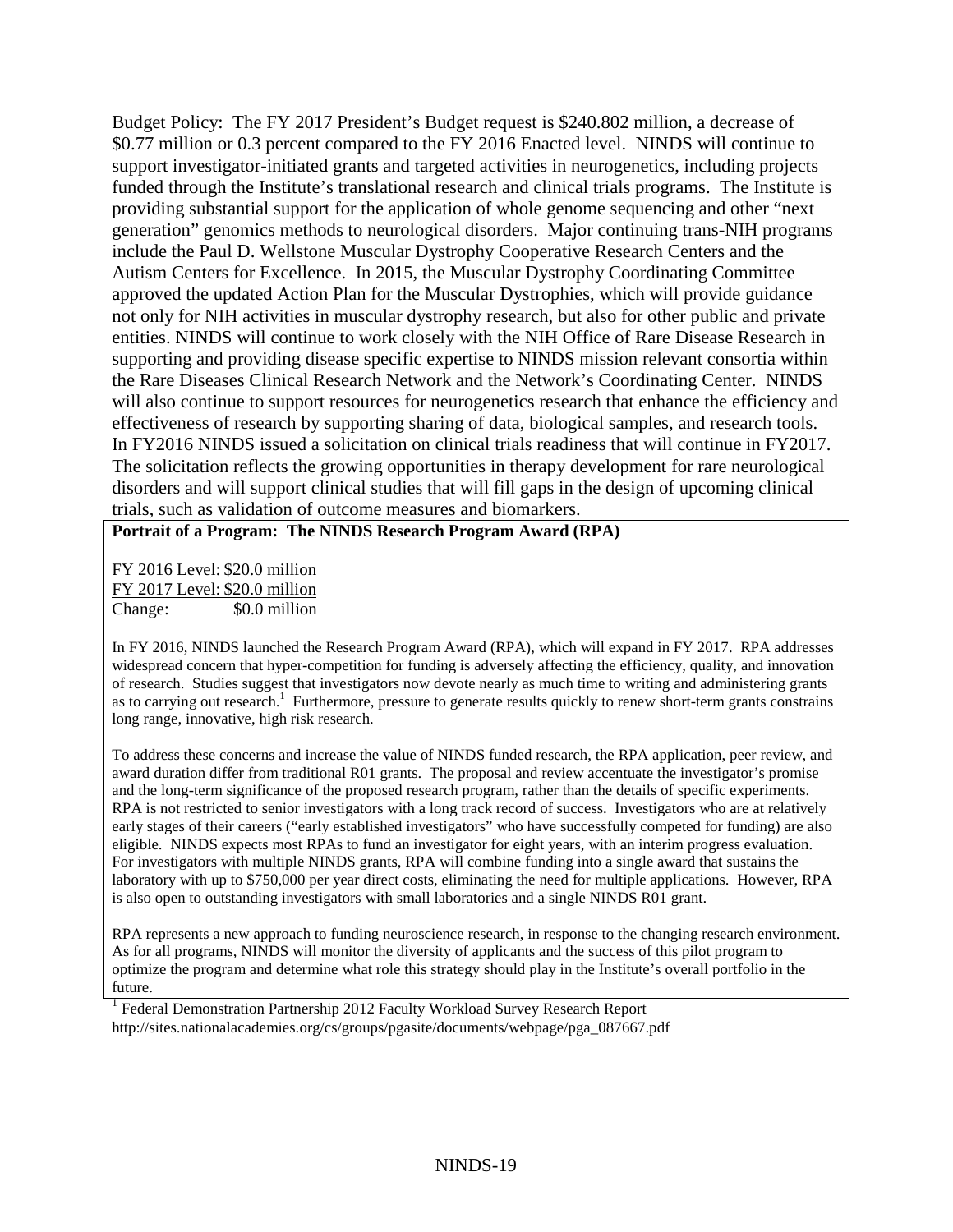Budget Policy: The FY 2017 President's Budget request is $240.802 million, a decrease of $0.77 million or 0.3 percent compared to the FY 2016 Enacted level. NINDS will continue to support investigator-initiated grants and targeted activities in neurogenetics, including projects funded through the Institute's translational research and clinical trials programs. The Institute is providing substantial support for the application of whole genome sequencing and other "next generation" genomics methods to neurological disorders. Major continuing trans-NIH programs include the Paul D. Wellstone Muscular Dystrophy Cooperative Research Centers and the Autism Centers for Excellence. In 2015, the Muscular Dystrophy Coordinating Committee approved the updated Action Plan for the Muscular Dystrophies, which will provide guidance not only for NIH activities in muscular dystrophy research, but also for other public and private entities. NINDS will continue to work closely with the NIH Office of Rare Disease Research in supporting and providing disease specific expertise to NINDS mission relevant consortia within the Rare Diseases Clinical Research Network and the Network's Coordinating Center. NINDS will also continue to support resources for neurogenetics research that enhance the efficiency and effectiveness of research by supporting sharing of data, biological samples, and research tools. In FY2016 NINDS issued a solicitation on clinical trials readiness that will continue in FY2017. The solicitation reflects the growing opportunities in therapy development for rare neurological disorders and will support clinical studies that will fill gaps in the design of upcoming clinical trials, such as validation of outcome measures and biomarkers.

**Portrait of a Program: The NINDS Research Program Award (RPA)**

FY 2016 Level: $20.0 million
FY 2017 Level: $20.0 million
Change: $0.0 million

In FY 2016, NINDS launched the Research Program Award (RPA), which will expand in FY 2017. RPA addresses widespread concern that hyper-competition for funding is adversely affecting the efficiency, quality, and innovation of research. Studies suggest that investigators now devote nearly as much time to writing and administering grants as to carrying out research.[1] Furthermore, pressure to generate results quickly to renew short-term grants constrains long range, innovative, high risk research.

To address these concerns and increase the value of NINDS funded research, the RPA application, peer review, and award duration differ from traditional R01 grants. The proposal and review accentuate the investigator's promise and the long-term significance of the proposed research program, rather than the details of specific experiments. RPA is not restricted to senior investigators with a long track record of success. Investigators who are at relatively early stages of their careers ("early established investigators" who have successfully competed for funding) are also eligible. NINDS expects most RPAs to fund an investigator for eight years, with an interim progress evaluation. For investigators with multiple NINDS grants, RPA will combine funding into a single award that sustains the laboratory with up to $750,000 per year direct costs, eliminating the need for multiple applications. However, RPA is also open to outstanding investigators with small laboratories and a single NINDS R01 grant.

RPA represents a new approach to funding neuroscience research, in response to the changing research environment. As for all programs, NINDS will monitor the diversity of applicants and the success of this pilot program to optimize the program and determine what role this strategy should play in the Institute's overall portfolio in the future.

[1] Federal Demonstration Partnership 2012 Faculty Workload Survey Research Report http://sites.nationalacademies.org/cs/groups/pgasite/documents/webpage/pga_087667.pdf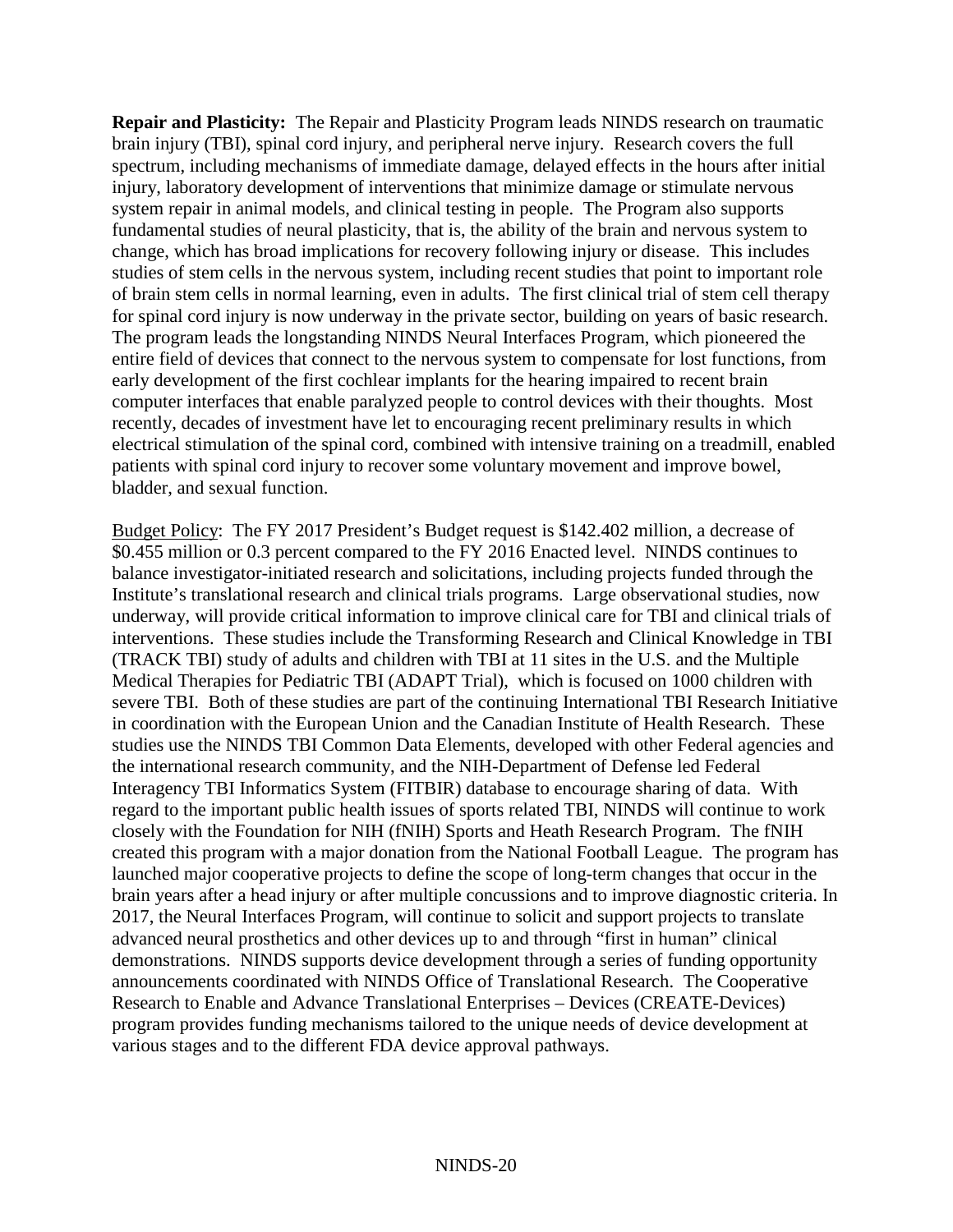**Repair and Plasticity:** The Repair and Plasticity Program leads NINDS research on traumatic brain injury (TBI), spinal cord injury, and peripheral nerve injury. Research covers the full spectrum, including mechanisms of immediate damage, delayed effects in the hours after initial injury, laboratory development of interventions that minimize damage or stimulate nervous system repair in animal models, and clinical testing in people. The Program also supports fundamental studies of neural plasticity, that is, the ability of the brain and nervous system to change, which has broad implications for recovery following injury or disease. This includes studies of stem cells in the nervous system, including recent studies that point to important role of brain stem cells in normal learning, even in adults. The first clinical trial of stem cell therapy for spinal cord injury is now underway in the private sector, building on years of basic research. The program leads the longstanding NINDS Neural Interfaces Program, which pioneered the entire field of devices that connect to the nervous system to compensate for lost functions, from early development of the first cochlear implants for the hearing impaired to recent brain computer interfaces that enable paralyzed people to control devices with their thoughts. Most recently, decades of investment have let to encouraging recent preliminary results in which electrical stimulation of the spinal cord, combined with intensive training on a treadmill, enabled patients with spinal cord injury to recover some voluntary movement and improve bowel, bladder, and sexual function.

Budget Policy: The FY 2017 President's Budget request is $142.402 million, a decrease of $0.455 million or 0.3 percent compared to the FY 2016 Enacted level. NINDS continues to balance investigator-initiated research and solicitations, including projects funded through the Institute's translational research and clinical trials programs. Large observational studies, now underway, will provide critical information to improve clinical care for TBI and clinical trials of interventions. These studies include the Transforming Research and Clinical Knowledge in TBI (TRACK TBI) study of adults and children with TBI at 11 sites in the U.S. and the Multiple Medical Therapies for Pediatric TBI (ADAPT Trial), which is focused on 1000 children with severe TBI. Both of these studies are part of the continuing International TBI Research Initiative in coordination with the European Union and the Canadian Institute of Health Research. These studies use the NINDS TBI Common Data Elements, developed with other Federal agencies and the international research community, and the NIH-Department of Defense led Federal Interagency TBI Informatics System (FITBIR) database to encourage sharing of data. With regard to the important public health issues of sports related TBI, NINDS will continue to work closely with the Foundation for NIH (fNIH) Sports and Heath Research Program. The fNIH created this program with a major donation from the National Football League. The program has launched major cooperative projects to define the scope of long-term changes that occur in the brain years after a head injury or after multiple concussions and to improve diagnostic criteria. In 2017, the Neural Interfaces Program, will continue to solicit and support projects to translate advanced neural prosthetics and other devices up to and through "first in human" clinical demonstrations. NINDS supports device development through a series of funding opportunity announcements coordinated with NINDS Office of Translational Research. The Cooperative Research to Enable and Advance Translational Enterprises – Devices (CREATE-Devices) program provides funding mechanisms tailored to the unique needs of device development at various stages and to the different FDA device approval pathways.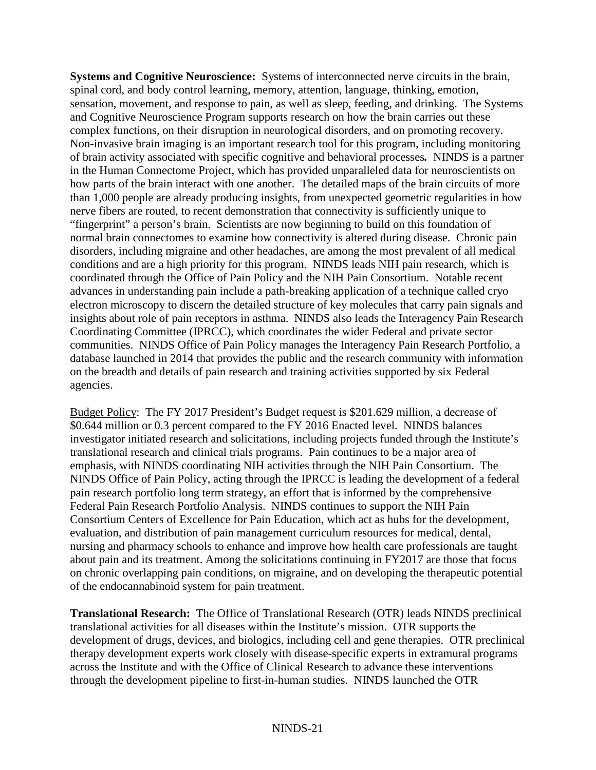**Systems and Cognitive Neuroscience:** Systems of interconnected nerve circuits in the brain, spinal cord, and body control learning, memory, attention, language, thinking, emotion, sensation, movement, and response to pain, as well as sleep, feeding, and drinking. The Systems and Cognitive Neuroscience Program supports research on how the brain carries out these complex functions, on their disruption in neurological disorders, and on promoting recovery. Non-invasive brain imaging is an important research tool for this program, including monitoring of brain activity associated with specific cognitive and behavioral processes**.** NINDS is a partner in the Human Connectome Project, which has provided unparalleled data for neuroscientists on how parts of the brain interact with one another. The detailed maps of the brain circuits of more than 1,000 people are already producing insights, from unexpected geometric regularities in how nerve fibers are routed, to recent demonstration that connectivity is sufficiently unique to "fingerprint" a person's brain. Scientists are now beginning to build on this foundation of normal brain connectomes to examine how connectivity is altered during disease. Chronic pain disorders, including migraine and other headaches, are among the most prevalent of all medical conditions and are a high priority for this program. NINDS leads NIH pain research, which is coordinated through the Office of Pain Policy and the NIH Pain Consortium. Notable recent advances in understanding pain include a path-breaking application of a technique called cryo electron microscopy to discern the detailed structure of key molecules that carry pain signals and insights about role of pain receptors in asthma. NINDS also leads the Interagency Pain Research Coordinating Committee (IPRCC), which coordinates the wider Federal and private sector communities. NINDS Office of Pain Policy manages the Interagency Pain Research Portfolio, a database launched in 2014 that provides the public and the research community with information on the breadth and details of pain research and training activities supported by six Federal agencies.

<u>Budget Policy</u>: The FY 2017 President's Budget request is $201.629 million, a decrease of $0.644 million or 0.3 percent compared to the FY 2016 Enacted level. NINDS balances investigator initiated research and solicitations, including projects funded through the Institute's translational research and clinical trials programs. Pain continues to be a major area of emphasis, with NINDS coordinating NIH activities through the NIH Pain Consortium. The NINDS Office of Pain Policy, acting through the IPRCC is leading the development of a federal pain research portfolio long term strategy, an effort that is informed by the comprehensive Federal Pain Research Portfolio Analysis. NINDS continues to support the NIH Pain Consortium Centers of Excellence for Pain Education, which act as hubs for the development, evaluation, and distribution of pain management curriculum resources for medical, dental, nursing and pharmacy schools to enhance and improve how health care professionals are taught about pain and its treatment. Among the solicitations continuing in FY2017 are those that focus on chronic overlapping pain conditions, on migraine, and on developing the therapeutic potential of the endocannabinoid system for pain treatment.

**Translational Research:** The Office of Translational Research (OTR) leads NINDS preclinical translational activities for all diseases within the Institute's mission. OTR supports the development of drugs, devices, and biologics, including cell and gene therapies. OTR preclinical therapy development experts work closely with disease-specific experts in extramural programs across the Institute and with the Office of Clinical Research to advance these interventions through the development pipeline to first-in-human studies. NINDS launched the OTR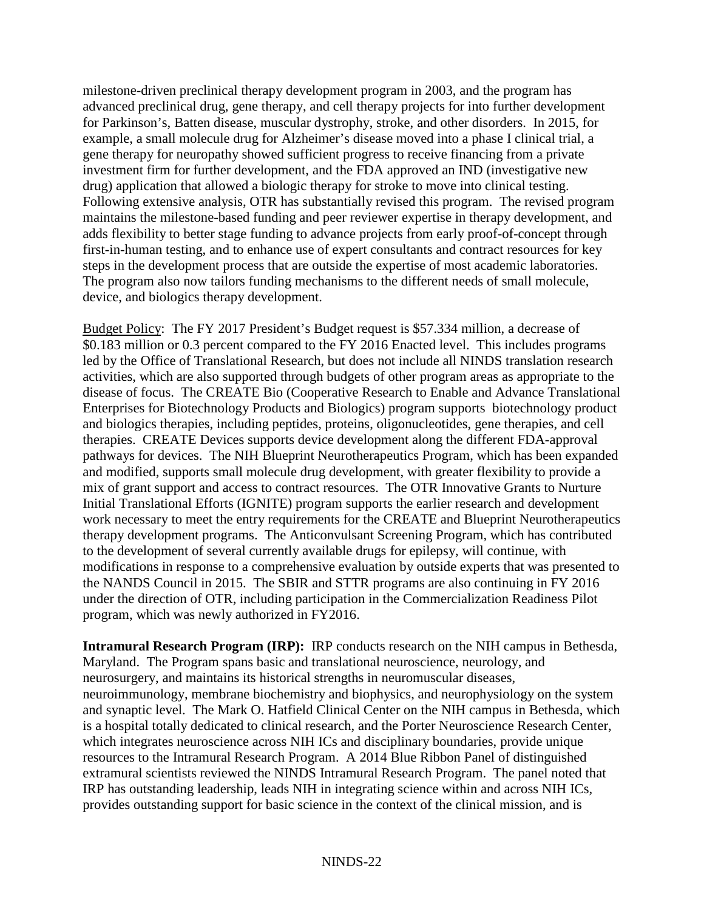milestone-driven preclinical therapy development program in 2003, and the program has advanced preclinical drug, gene therapy, and cell therapy projects for into further development for Parkinson's, Batten disease, muscular dystrophy, stroke, and other disorders. In 2015, for example, a small molecule drug for Alzheimer's disease moved into a phase I clinical trial, a gene therapy for neuropathy showed sufficient progress to receive financing from a private investment firm for further development, and the FDA approved an IND (investigative new drug) application that allowed a biologic therapy for stroke to move into clinical testing. Following extensive analysis, OTR has substantially revised this program. The revised program maintains the milestone-based funding and peer reviewer expertise in therapy development, and adds flexibility to better stage funding to advance projects from early proof-of-concept through first-in-human testing, and to enhance use of expert consultants and contract resources for key steps in the development process that are outside the expertise of most academic laboratories. The program also now tailors funding mechanisms to the different needs of small molecule, device, and biologics therapy development.

Budget Policy: The FY 2017 President's Budget request is $57.334 million, a decrease of $0.183 million or 0.3 percent compared to the FY 2016 Enacted level. This includes programs led by the Office of Translational Research, but does not include all NINDS translation research activities, which are also supported through budgets of other program areas as appropriate to the disease of focus. The CREATE Bio (Cooperative Research to Enable and Advance Translational Enterprises for Biotechnology Products and Biologics) program supports biotechnology product and biologics therapies, including peptides, proteins, oligonucleotides, gene therapies, and cell therapies. CREATE Devices supports device development along the different FDA-approval pathways for devices. The NIH Blueprint Neurotherapeutics Program, which has been expanded and modified, supports small molecule drug development, with greater flexibility to provide a mix of grant support and access to contract resources. The OTR Innovative Grants to Nurture Initial Translational Efforts (IGNITE) program supports the earlier research and development work necessary to meet the entry requirements for the CREATE and Blueprint Neurotherapeutics therapy development programs. The Anticonvulsant Screening Program, which has contributed to the development of several currently available drugs for epilepsy, will continue, with modifications in response to a comprehensive evaluation by outside experts that was presented to the NANDS Council in 2015. The SBIR and STTR programs are also continuing in FY 2016 under the direction of OTR, including participation in the Commercialization Readiness Pilot program, which was newly authorized in FY2016.

**Intramural Research Program (IRP):** IRP conducts research on the NIH campus in Bethesda, Maryland. The Program spans basic and translational neuroscience, neurology, and neurosurgery, and maintains its historical strengths in neuromuscular diseases, neuroimmunology, membrane biochemistry and biophysics, and neurophysiology on the system and synaptic level. The Mark O. Hatfield Clinical Center on the NIH campus in Bethesda, which is a hospital totally dedicated to clinical research, and the Porter Neuroscience Research Center, which integrates neuroscience across NIH ICs and disciplinary boundaries, provide unique resources to the Intramural Research Program. A 2014 Blue Ribbon Panel of distinguished extramural scientists reviewed the NINDS Intramural Research Program. The panel noted that IRP has outstanding leadership, leads NIH in integrating science within and across NIH ICs, provides outstanding support for basic science in the context of the clinical mission, and is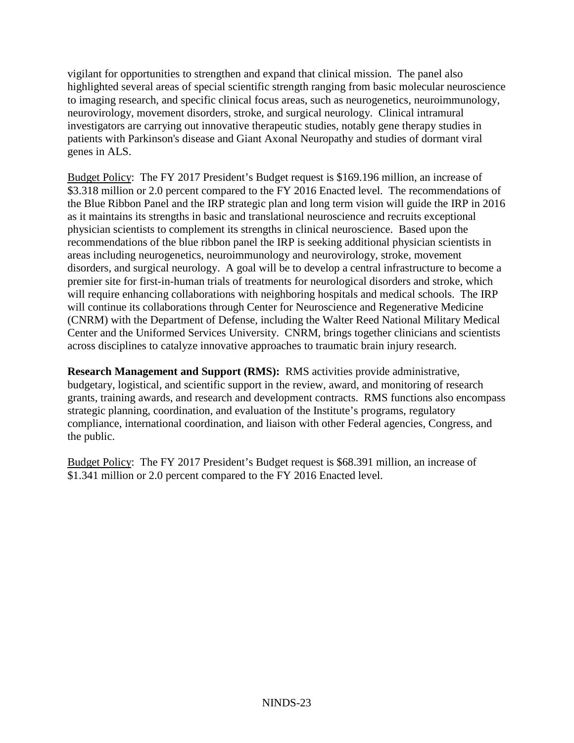vigilant for opportunities to strengthen and expand that clinical mission. The panel also highlighted several areas of special scientific strength ranging from basic molecular neuroscience to imaging research, and specific clinical focus areas, such as neurogenetics, neuroimmunology, neurovirology, movement disorders, stroke, and surgical neurology. Clinical intramural investigators are carrying out innovative therapeutic studies, notably gene therapy studies in patients with Parkinson's disease and Giant Axonal Neuropathy and studies of dormant viral genes in ALS.

Budget Policy: The FY 2017 President's Budget request is $169.196 million, an increase of $3.318 million or 2.0 percent compared to the FY 2016 Enacted level. The recommendations of the Blue Ribbon Panel and the IRP strategic plan and long term vision will guide the IRP in 2016 as it maintains its strengths in basic and translational neuroscience and recruits exceptional physician scientists to complement its strengths in clinical neuroscience. Based upon the recommendations of the blue ribbon panel the IRP is seeking additional physician scientists in areas including neurogenetics, neuroimmunology and neurovirology, stroke, movement disorders, and surgical neurology. A goal will be to develop a central infrastructure to become a premier site for first-in-human trials of treatments for neurological disorders and stroke, which will require enhancing collaborations with neighboring hospitals and medical schools. The IRP will continue its collaborations through Center for Neuroscience and Regenerative Medicine (CNRM) with the Department of Defense, including the Walter Reed National Military Medical Center and the Uniformed Services University. CNRM, brings together clinicians and scientists across disciplines to catalyze innovative approaches to traumatic brain injury research.

**Research Management and Support (RMS):** RMS activities provide administrative, budgetary, logistical, and scientific support in the review, award, and monitoring of research grants, training awards, and research and development contracts. RMS functions also encompass strategic planning, coordination, and evaluation of the Institute's programs, regulatory compliance, international coordination, and liaison with other Federal agencies, Congress, and the public.

Budget Policy: The FY 2017 President's Budget request is $68.391 million, an increase of $1.341 million or 2.0 percent compared to the FY 2016 Enacted level.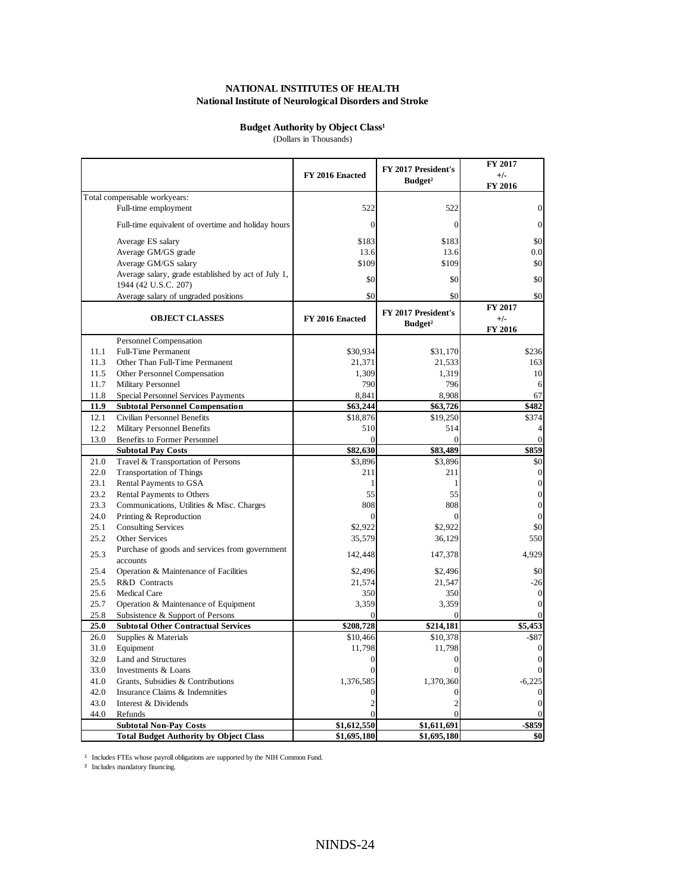**NATIONAL INSTITUTES OF HEALTH**
**National Institute of Neurological Disorders and Stroke**

**Budget Authority by Object Class[1]**
(Dollars in Thousands)

| | | FY 2016 Enacted | FY 2017 President's Budget[2] | FY 2017 +/- FY 2016 |
|---|---|---|---|---|
| Total compensable workyears: | | | | |
| | Full-time employment | 522 | 522 | 0 |
| | Full-time equivalent of overtime and holiday hours | 0 | 0 | 0 |
| | Average ES salary | $183 | $183 | $0 |
| | Average GM/GS grade | 13.6 | 13.6 | 0.0 |
| | Average GM/GS salary | $109 | $109 | $0 |
| | Average salary, grade established by act of July 1, 1944 (42 U.S.C. 207) | $0 | $0 | $0 |
| | Average salary of ungraded positions | $0 | $0 | $0 |
| | **OBJECT CLASSES** | **FY 2016 Enacted** | **FY 2017 President's Budget[2]** | **FY 2017 +/- FY 2016** |
| | Personnel Compensation | | | |
| 11.1 | Full-Time Permanent | $30,934 | $31,170 | $236 |
| 11.3 | Other Than Full-Time Permanent | 21,371 | 21,533 | 163 |
| 11.5 | Other Personnel Compensation | 1,309 | 1,319 | 10 |
| 11.7 | Military Personnel | 790 | 796 | 6 |
| 11.8 | Special Personnel Services Payments | 8,841 | 8,908 | 67 |
| **11.9** | **Subtotal Personnel Compensation** | **$63,244** | **$63,726** | **$482** |
| 12.1 | Civilian Personnel Benefits | $18,876 | $19,250 | $374 |
| 12.2 | Military Personnel Benefits | 510 | 514 | 4 |
| 13.0 | Benefits to Former Personnel | 0 | 0 | 0 |
| | **Subtotal Pay Costs** | **$82,630** | **$83,489** | **$859** |
| 21.0 | Travel & Transportation of Persons | $3,896 | $3,896 | $0 |
| 22.0 | Transportation of Things | 211 | 211 | 0 |
| 23.1 | Rental Payments to GSA | 1 | 1 | 0 |
| 23.2 | Rental Payments to Others | 55 | 55 | 0 |
| 23.3 | Communications, Utilities & Misc. Charges | 808 | 808 | 0 |
| 24.0 | Printing & Reproduction | 0 | 0 | 0 |
| 25.1 | Consulting Services | $2,922 | $2,922 | $0 |
| 25.2 | Other Services | 35,579 | 36,129 | 550 |
| 25.3 | Purchase of goods and services from government accounts | 142,448 | 147,378 | 4,929 |
| 25.4 | Operation & Maintenance of Facilities | $2,496 | $2,496 | $0 |
| 25.5 | R&D Contracts | 21,574 | 21,547 | -26 |
| 25.6 | Medical Care | 350 | 350 | 0 |
| 25.7 | Operation & Maintenance of Equipment | 3,359 | 3,359 | 0 |
| 25.8 | Subsistence & Support of Persons | 0 | 0 | 0 |
| **25.0** | **Subtotal Other Contractual Services** | **$208,728** | **$214,181** | **$5,453** |
| 26.0 | Supplies & Materials | $10,466 | $10,378 | -$87 |
| 31.0 | Equipment | 11,798 | 11,798 | 0 |
| 32.0 | Land and Structures | 0 | 0 | 0 |
| 33.0 | Investments & Loans | 0 | 0 | 0 |
| 41.0 | Grants, Subsidies & Contributions | 1,376,585 | 1,370,360 | -6,225 |
| 42.0 | Insurance Claims & Indemnities | 0 | 0 | 0 |
| 43.0 | Interest & Dividends | 2 | 2 | 0 |
| 44.0 | Refunds | 0 | 0 | 0 |
| | **Subtotal Non-Pay Costs** | **$1,612,550** | **$1,611,691** | **-$859** |
| | **Total Budget Authority by Object Class** | **$1,695,180** | **$1,695,180** | **$0** |

[1] Includes FTEs whose payroll obligations are supported by the NIH Common Fund.
[2] Includes mandatory financing.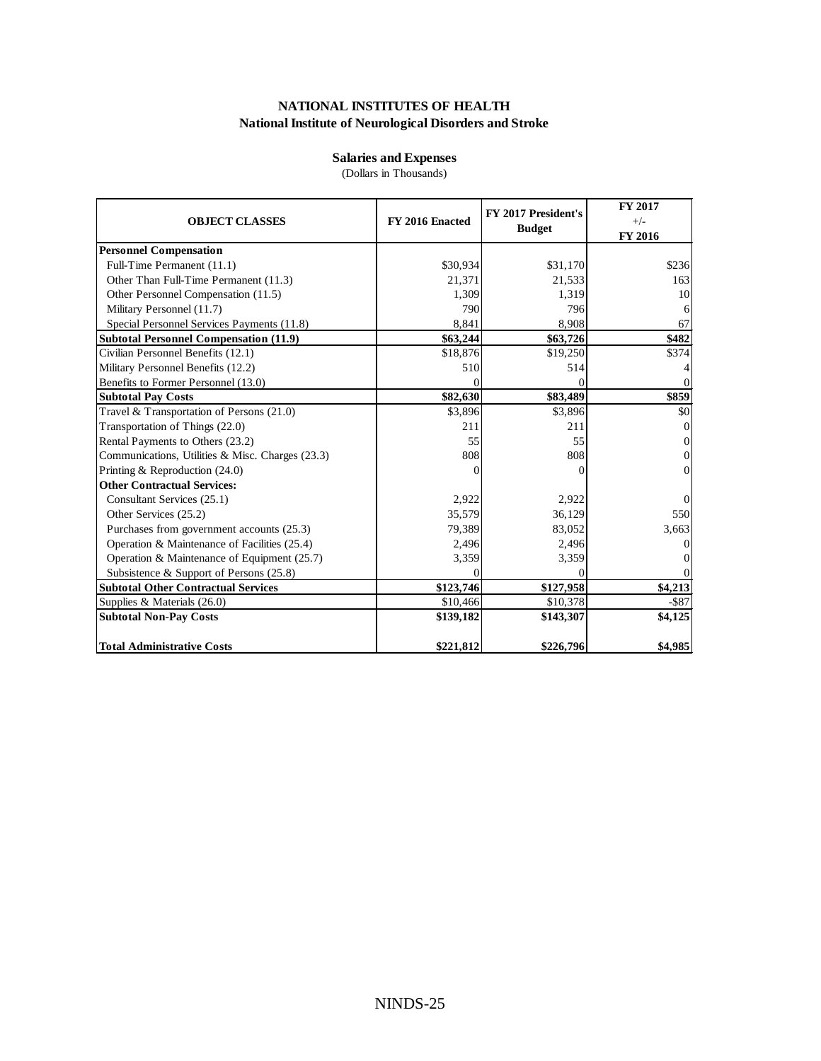**NATIONAL INSTITUTES OF HEALTH**
**National Institute of Neurological Disorders and Stroke**

**Salaries and Expenses**
(Dollars in Thousands)

| OBJECT CLASSES | FY 2016 Enacted | FY 2017 President's Budget | FY 2017 +/- FY 2016 |
|---|---|---|---|
| **Personnel Compensation** | | | |
| Full-Time Permanent (11.1) | $30,934 | $31,170 | $236 |
| Other Than Full-Time Permanent (11.3) | 21,371 | 21,533 | 163 |
| Other Personnel Compensation (11.5) | 1,309 | 1,319 | 10 |
| Military Personnel (11.7) | 790 | 796 | 6 |
| Special Personnel Services Payments (11.8) | 8,841 | 8,908 | 67 |
| **Subtotal Personnel Compensation (11.9)** | **$63,244** | **$63,726** | **$482** |
| Civilian Personnel Benefits (12.1) | $18,876 | $19,250 | $374 |
| Military Personnel Benefits (12.2) | 510 | 514 | 4 |
| Benefits to Former Personnel (13.0) | 0 | 0 | 0 |
| **Subtotal Pay Costs** | **$82,630** | **$83,489** | **$859** |
| Travel & Transportation of Persons (21.0) | $3,896 | $3,896 | $0 |
| Transportation of Things (22.0) | 211 | 211 | 0 |
| Rental Payments to Others (23.2) | 55 | 55 | 0 |
| Communications, Utilities & Misc. Charges (23.3) | 808 | 808 | 0 |
| Printing & Reproduction (24.0) | 0 | 0 | 0 |
| **Other Contractual Services:** | | | |
| Consultant Services (25.1) | 2,922 | 2,922 | 0 |
| Other Services (25.2) | 35,579 | 36,129 | 550 |
| Purchases from government accounts (25.3) | 79,389 | 83,052 | 3,663 |
| Operation & Maintenance of Facilities (25.4) | 2,496 | 2,496 | 0 |
| Operation & Maintenance of Equipment (25.7) | 3,359 | 3,359 | 0 |
| Subsistence & Support of Persons (25.8) | 0 | 0 | 0 |
| **Subtotal Other Contractual Services** | **$123,746** | **$127,958** | **$4,213** |
| Supplies & Materials (26.0) | $10,466 | $10,378 | -$87 |
| **Subtotal Non-Pay Costs** | **$139,182** | **$143,307** | **$4,125** |
| **Total Administrative Costs** | **$221,812** | **$226,796** | **$4,985** |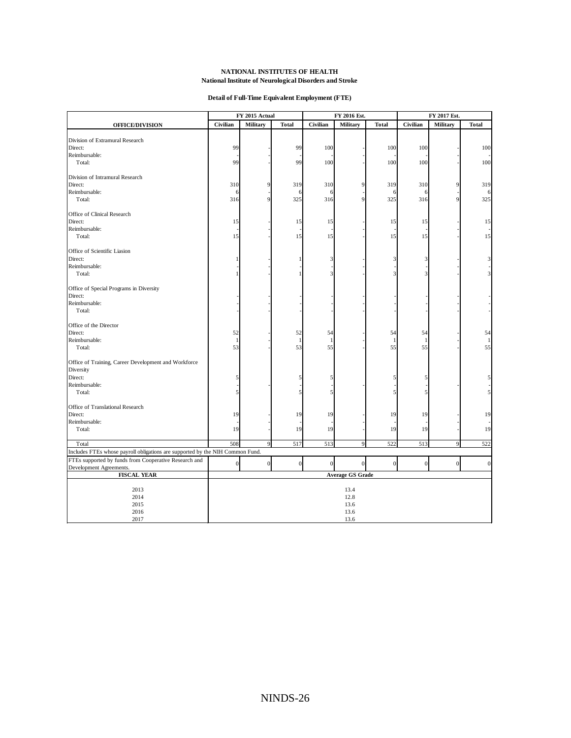**NATIONAL INSTITUTES OF HEALTH**
**National Institute of Neurological Disorders and Stroke**

**Detail of Full-Time Equivalent Employment (FTE)**

| OFFICE/DIVISION | FY 2015 Actual | | | FY 2016 Est. | | | FY 2017 Est. | | |
|---|---|---|---|---|---|---|---|---|---|
| | Civilian | Military | Total | Civilian | Military | Total | Civilian | Military | Total |
| Division of Extramural Research | | | | | | | | | |
| Direct: | 99 | - | 99 | 100 | - | 100 | 100 | - | 100 |
| Reimbursable: | - | - | - | - | - | - | - | - | - |
| Total: | 99 | - | 99 | 100 | - | 100 | 100 | - | 100 |
| Division of Intramural Research | | | | | | | | | |
| Direct: | 310 | 9 | 319 | 310 | 9 | 319 | 310 | 9 | 319 |
| Reimbursable: | 6 | - | 6 | 6 | - | 6 | 6 | - | 6 |
| Total: | 316 | 9 | 325 | 316 | 9 | 325 | 316 | 9 | 325 |
| Office of Clinical Research | | | | | | | | | |
| Direct: | 15 | - | 15 | 15 | - | 15 | 15 | - | 15 |
| Reimbursable: | - | - | - | - | - | - | - | - | - |
| Total: | 15 | - | 15 | 15 | - | 15 | 15 | - | 15 |
| Office of Scientific Liasion | | | | | | | | | |
| Direct: | 1 | - | 1 | 3 | - | 3 | 3 | - | 3 |
| Reimbursable: | - | - | - | - | - | - | - | - | - |
| Total: | 1 | - | 1 | 3 | - | 3 | 3 | - | 3 |
| Office of Special Programs in Diversity | | | | | | | | | |
| Direct: | - | - | - | - | - | - | - | - | - |
| Reimbursable: | - | - | - | - | - | - | - | - | - |
| Total: | - | - | - | - | - | - | - | - | - |
| Office of the Director | | | | | | | | | |
| Direct: | 52 | - | 52 | 54 | - | 54 | 54 | - | 54 |
| Reimbursable: | 1 | - | 1 | 1 | - | 1 | 1 | - | 1 |
| Total: | 53 | - | 53 | 55 | - | 55 | 55 | - | 55 |
| Office of Training, Career Development and Workforce Diversity | | | | | | | | | |
| Direct: | 5 | | 5 | 5 | | 5 | 5 | | 5 |
| Reimbursable: | - | | - | - | - | - | - | - | - |
| Total: | 5 | | 5 | 5 | | 5 | 5 | | 5 |
| Office of Translational Research | | | | | | | | | |
| Direct: | 19 | - | 19 | 19 | - | 19 | 19 | - | 19 |
| Reimbursable: | - | - | - | - | - | - | - | - | - |
| Total: | 19 | - | 19 | 19 | - | 19 | 19 | - | 19 |
| Total | 508 | 9 | 517 | 513 | 9 | 522 | 513 | 9 | 522 |
| Includes FTEs whose payroll obligations are supported by the NIH Common Fund. | | | | | | | | | |
| FTEs supported by funds from Cooperative Research and Development Agreements. | 0 | 0 | 0 | 0 | 0 | 0 | 0 | 0 | 0 |

| FISCAL YEAR | Average GS Grade |
|---|---|
| 2013 | 13.4 |
| 2014 | 12.8 |
| 2015 | 13.6 |
| 2016 | 13.6 |
| 2017 | 13.6 |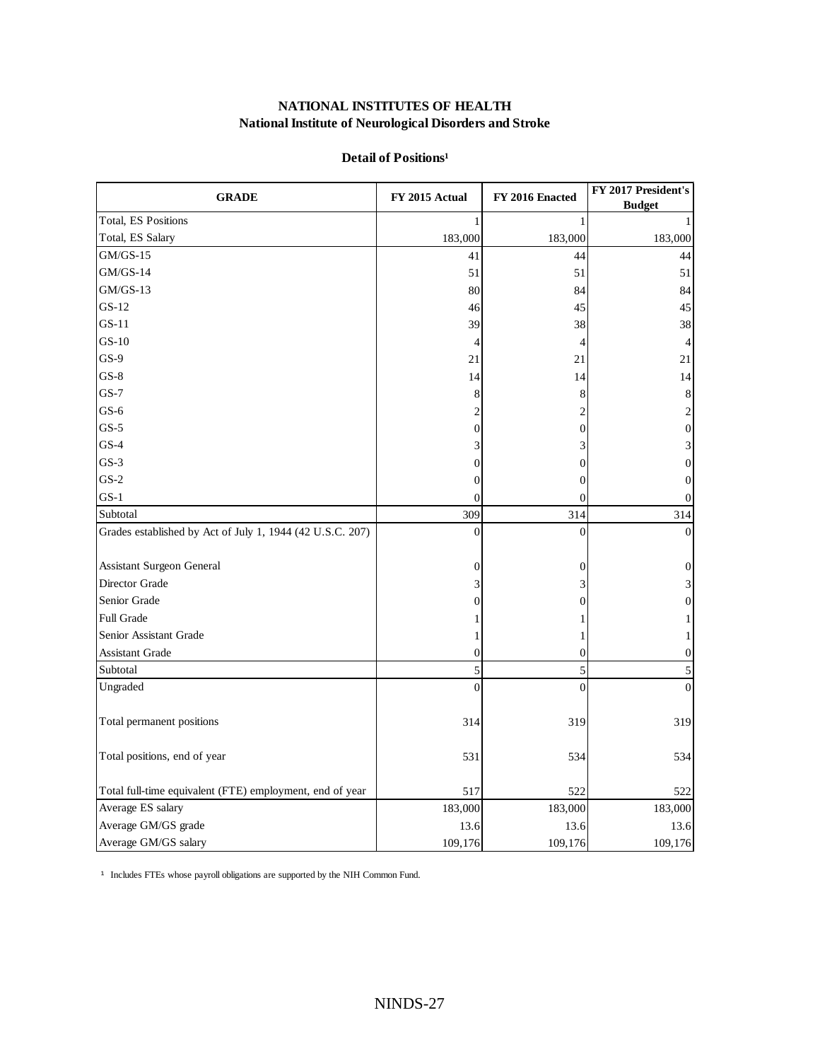# NATIONAL INSTITUTES OF HEALTH

## National Institute of Neurological Disorders and Stroke

### Detail of Positions[1]

| GRADE | FY 2015 Actual | FY 2016 Enacted | FY 2017 President's Budget |
|---|---|---|---|
| Total, ES Positions | 1 | 1 | 1 |
| Total, ES Salary | 183,000 | 183,000 | 183,000 |
| GM/GS-15 | 41 | 44 | 44 |
| GM/GS-14 | 51 | 51 | 51 |
| GM/GS-13 | 80 | 84 | 84 |
| GS-12 | 46 | 45 | 45 |
| GS-11 | 39 | 38 | 38 |
| GS-10 | 4 | 4 | 4 |
| GS-9 | 21 | 21 | 21 |
| GS-8 | 14 | 14 | 14 |
| GS-7 | 8 | 8 | 8 |
| GS-6 | 2 | 2 | 2 |
| GS-5 | 0 | 0 | 0 |
| GS-4 | 3 | 3 | 3 |
| GS-3 | 0 | 0 | 0 |
| GS-2 | 0 | 0 | 0 |
| GS-1 | 0 | 0 | 0 |
| Subtotal | 309 | 314 | 314 |
| Grades established by Act of July 1, 1944 (42 U.S.C. 207) | 0 | 0 | 0 |
| Assistant Surgeon General | 0 | 0 | 0 |
| Director Grade | 3 | 3 | 3 |
| Senior Grade | 0 | 0 | 0 |
| Full Grade | 1 | 1 | 1 |
| Senior Assistant Grade | 1 | 1 | 1 |
| Assistant Grade | 0 | 0 | 0 |
| Subtotal | 5 | 5 | 5 |
| Ungraded | 0 | 0 | 0 |
| Total permanent positions | 314 | 319 | 319 |
| Total positions, end of year | 531 | 534 | 534 |
| Total full-time equivalent (FTE) employment, end of year | 517 | 522 | 522 |
| Average ES salary | 183,000 | 183,000 | 183,000 |
| Average GM/GS grade | 13.6 | 13.6 | 13.6 |
| Average GM/GS salary | 109,176 | 109,176 | 109,176 |

[1] Includes FTEs whose payroll obligations are supported by the NIH Common Fund.